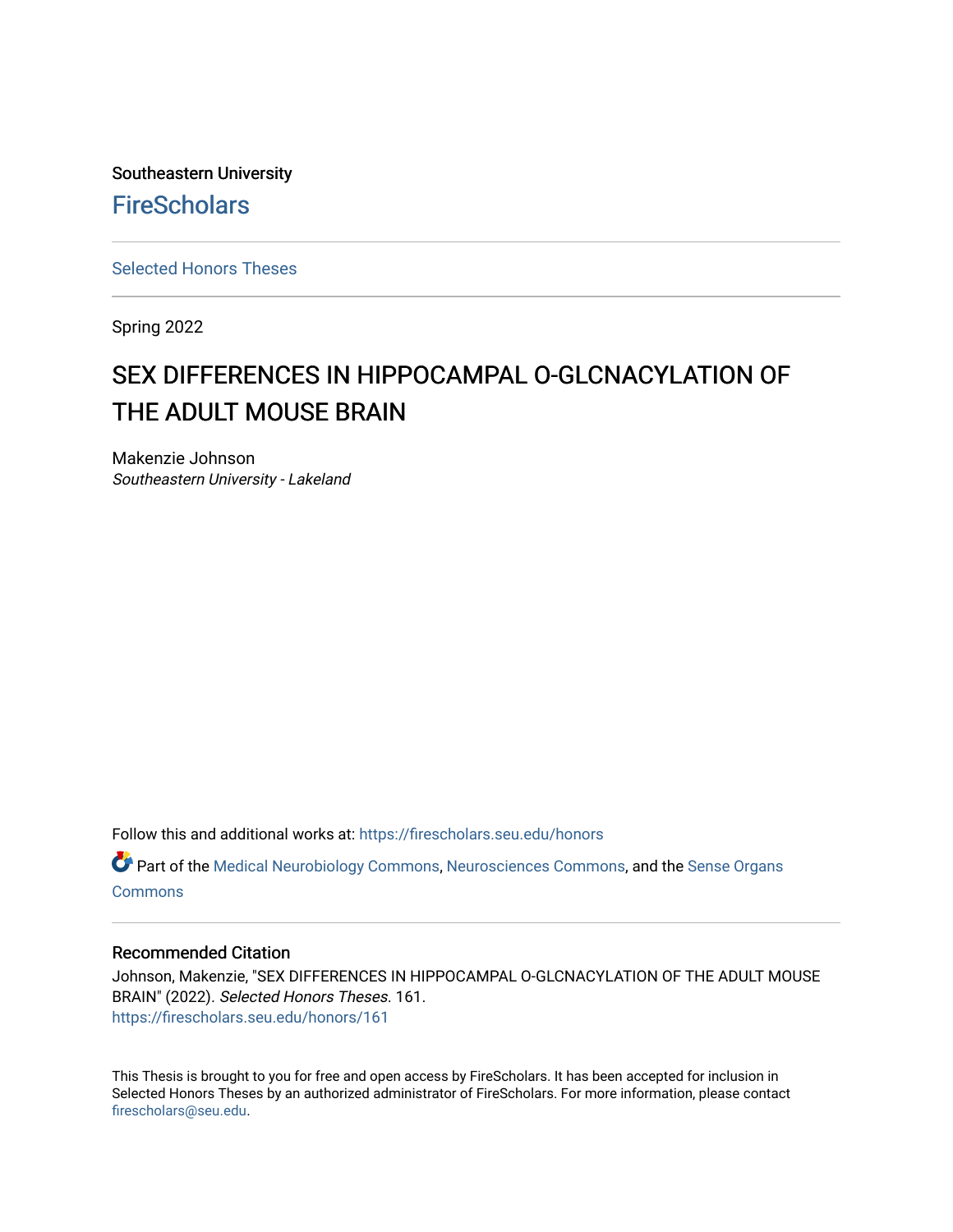Southeastern University

FireScholars

---

Selected Honors Theses

---

Spring 2022

# SEX DIFFERENCES IN HIPPOCAMPAL O-GLCNACYLATION OF THE ADULT MOUSE BRAIN

Makenzie Johnson
*Southeastern University - Lakeland*

Follow this and additional works at: https://firescholars.seu.edu/honors

Part of the Medical Neurobiology Commons, Neurosciences Commons, and the Sense Organs Commons

---

## Recommended Citation

Johnson, Makenzie, "SEX DIFFERENCES IN HIPPOCAMPAL O-GLCNACYLATION OF THE ADULT MOUSE BRAIN" (2022). *Selected Honors Theses*. 161.
https://firescholars.seu.edu/honors/161

This Thesis is brought to you for free and open access by FireScholars. It has been accepted for inclusion in Selected Honors Theses by an authorized administrator of FireScholars. For more information, please contact firescholars@seu.edu.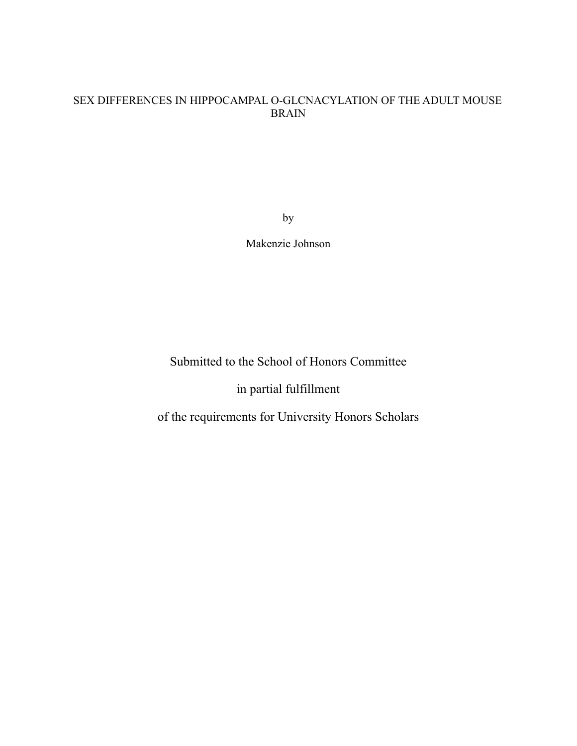# SEX DIFFERENCES IN HIPPOCAMPAL O-GLCNACYLATION OF THE ADULT MOUSE BRAIN

by

Makenzie Johnson

Submitted to the School of Honors Committee

in partial fulfillment

of the requirements for University Honors Scholars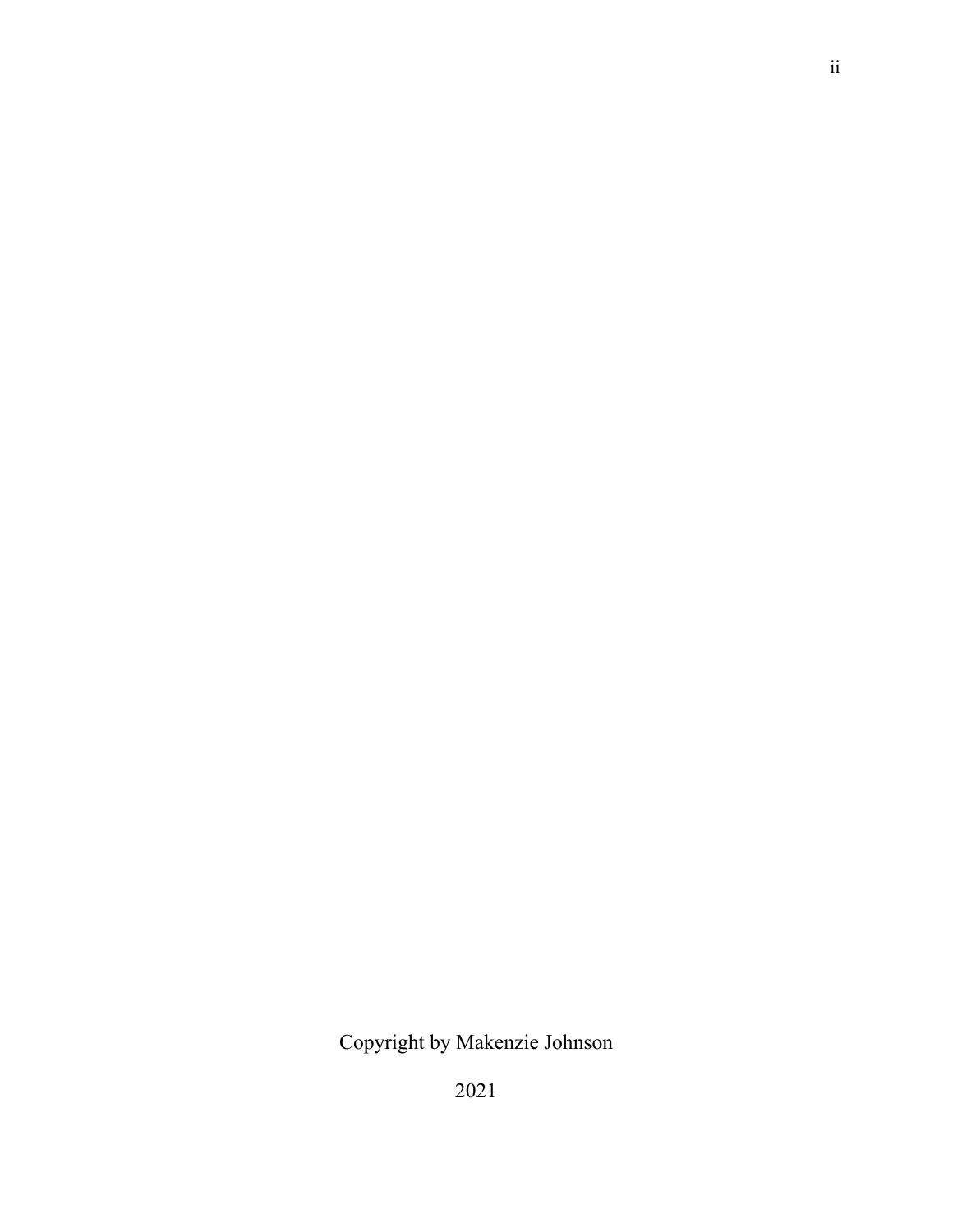Copyright by Makenzie Johnson

2021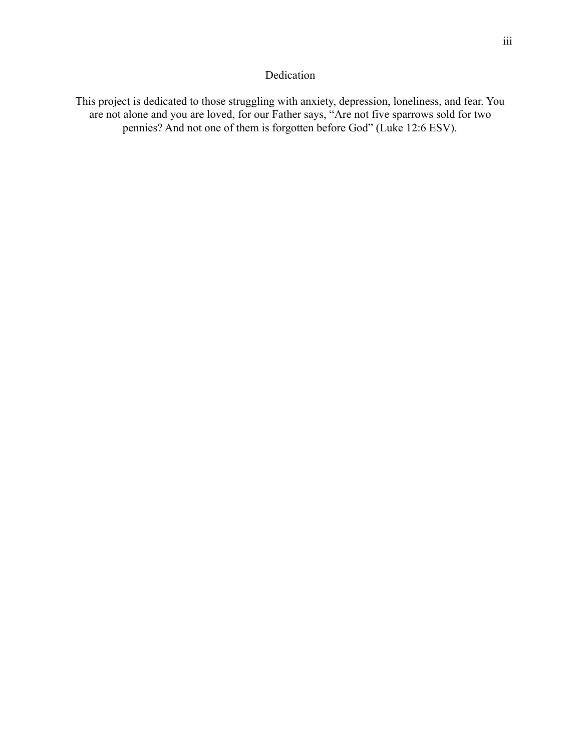# Dedication

This project is dedicated to those struggling with anxiety, depression, loneliness, and fear. You are not alone and you are loved, for our Father says, "Are not five sparrows sold for two pennies? And not one of them is forgotten before God" (Luke 12:6 ESV).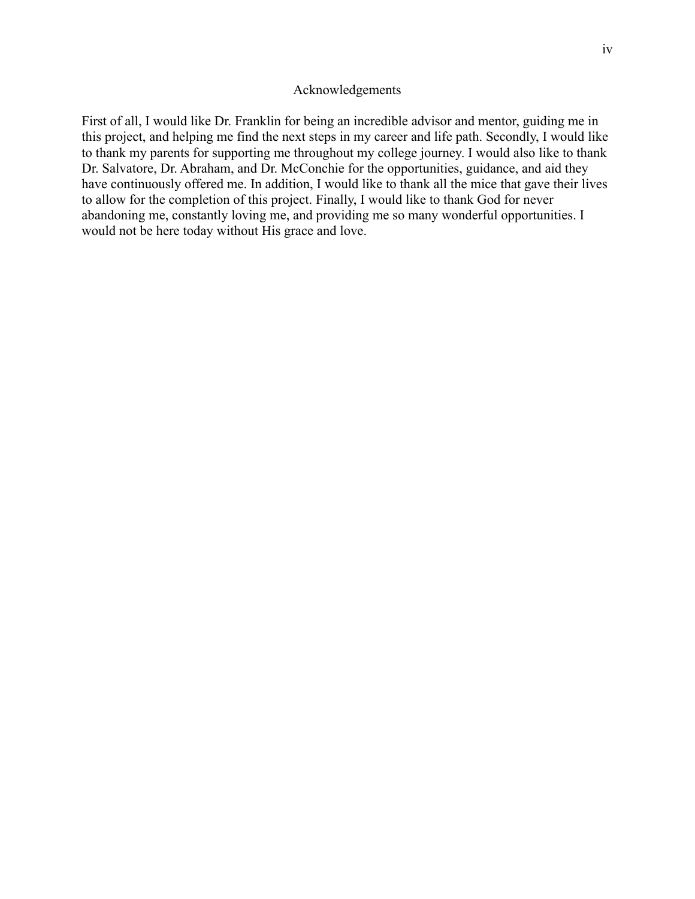# Acknowledgements

First of all, I would like Dr. Franklin for being an incredible advisor and mentor, guiding me in this project, and helping me find the next steps in my career and life path. Secondly, I would like to thank my parents for supporting me throughout my college journey. I would also like to thank Dr. Salvatore, Dr. Abraham, and Dr. McConchie for the opportunities, guidance, and aid they have continuously offered me. In addition, I would like to thank all the mice that gave their lives to allow for the completion of this project. Finally, I would like to thank God for never abandoning me, constantly loving me, and providing me so many wonderful opportunities. I would not be here today without His grace and love.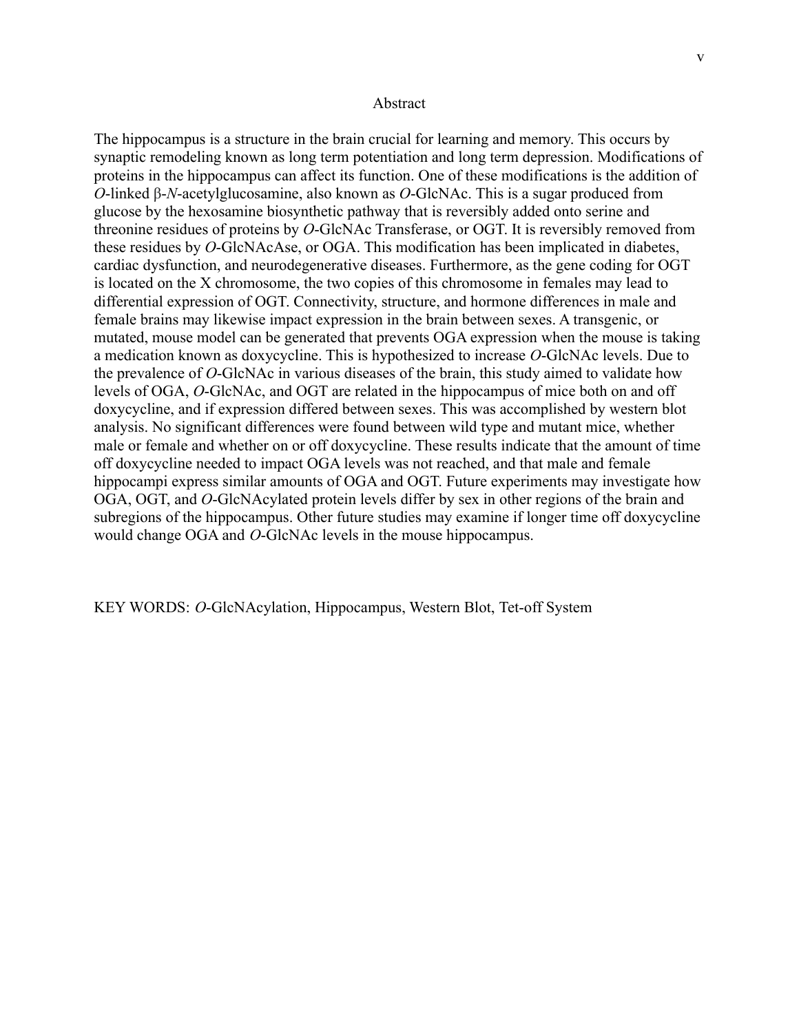## Abstract

The hippocampus is a structure in the brain crucial for learning and memory. This occurs by synaptic remodeling known as long term potentiation and long term depression. Modifications of proteins in the hippocampus can affect its function. One of these modifications is the addition of *O*-linked β-*N*-acetylglucosamine, also known as *O*-GlcNAc. This is a sugar produced from glucose by the hexosamine biosynthetic pathway that is reversibly added onto serine and threonine residues of proteins by *O*-GlcNAc Transferase, or OGT. It is reversibly removed from these residues by *O*-GlcNAcAse, or OGA. This modification has been implicated in diabetes, cardiac dysfunction, and neurodegenerative diseases. Furthermore, as the gene coding for OGT is located on the X chromosome, the two copies of this chromosome in females may lead to differential expression of OGT. Connectivity, structure, and hormone differences in male and female brains may likewise impact expression in the brain between sexes. A transgenic, or mutated, mouse model can be generated that prevents OGA expression when the mouse is taking a medication known as doxycycline. This is hypothesized to increase *O*-GlcNAc levels. Due to the prevalence of *O*-GlcNAc in various diseases of the brain, this study aimed to validate how levels of OGA, *O*-GlcNAc, and OGT are related in the hippocampus of mice both on and off doxycycline, and if expression differed between sexes. This was accomplished by western blot analysis. No significant differences were found between wild type and mutant mice, whether male or female and whether on or off doxycycline. These results indicate that the amount of time off doxycycline needed to impact OGA levels was not reached, and that male and female hippocampi express similar amounts of OGA and OGT. Future experiments may investigate how OGA, OGT, and *O*-GlcNAcylated protein levels differ by sex in other regions of the brain and subregions of the hippocampus. Other future studies may examine if longer time off doxycycline would change OGA and *O*-GlcNAc levels in the mouse hippocampus.

KEY WORDS: *O*-GlcNAcylation, Hippocampus, Western Blot, Tet-off System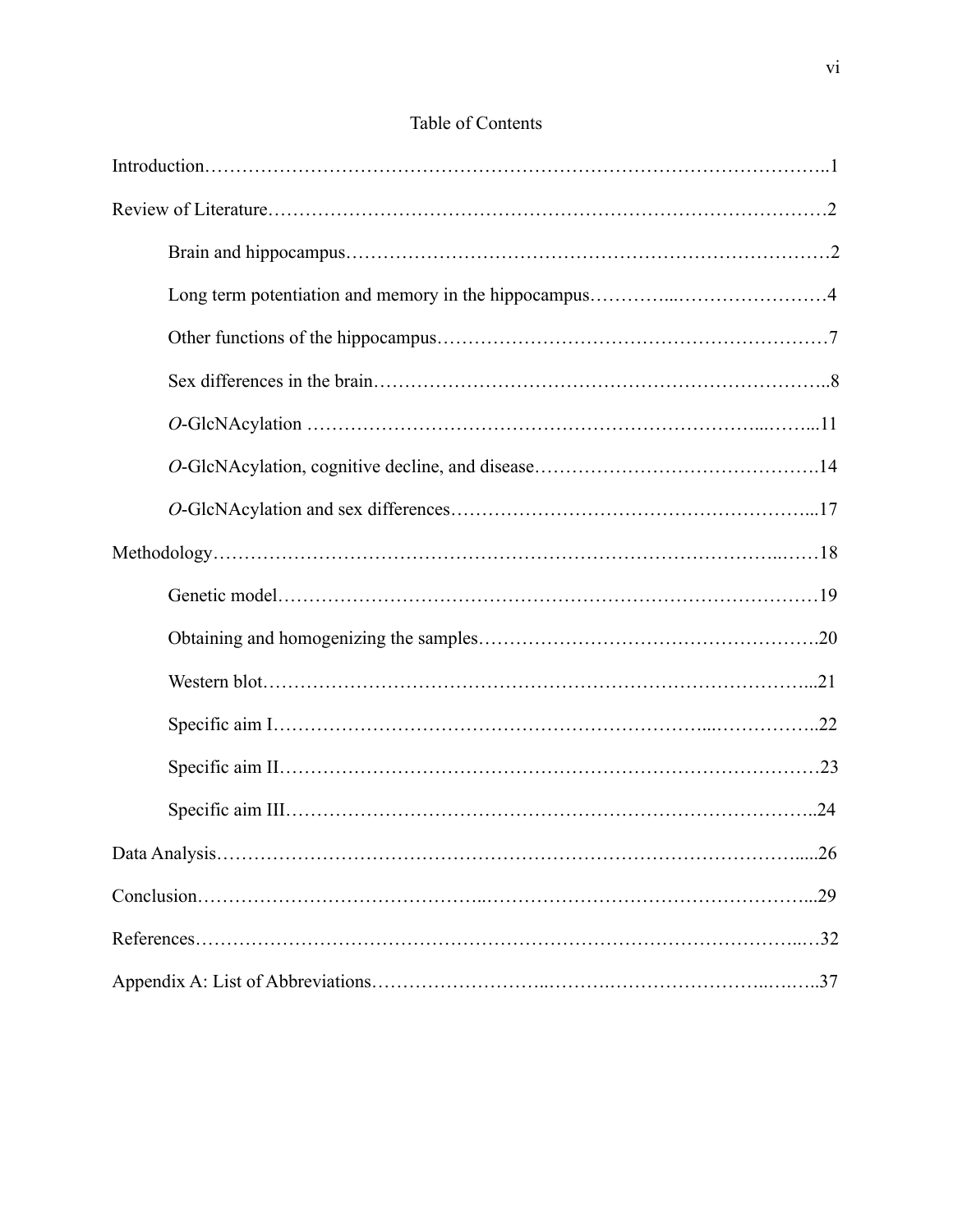# Table of Contents

Introduction……………………………………………………………………………………..1

Review of Literature……………………………………………………………………………2

- Brain and hippocampus…………………………………………………………………2
- Long term potentiation and memory in the hippocampus…………...……………………4
- Other functions of the hippocampus……………………………………………………7
- Sex differences in the brain……………………………………………………………..8
- *O*-GlcNAcylation ……………………………………………………………...……...11
- *O*-GlcNAcylation, cognitive decline, and disease……………………………………….14
- *O*-GlcNAcylation and sex differences………………………………………………...17

Methodology…………………………………………………………………………..……18

- Genetic model…………………………………………………………………………19
- Obtaining and homogenizing the samples…………………………………………….20
- Western blot…………………………………………………………………………...21
- Specific aim I…………………………………………………………...……………..22
- Specific aim II…………………………………………………………………………23
- Specific aim III………………………………………………………………………..24

Data Analysis…………………………………………………………………………….....26

Conclusion…………………………………..…………………………………………...29

References…………………………………………………………………………….....…32

Appendix A: List of Abbreviations……………………...……….…………………..…….37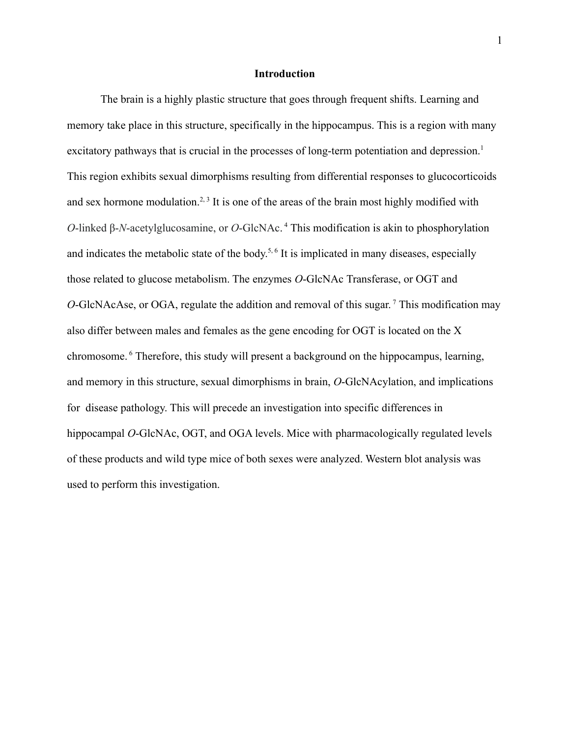# Introduction

The brain is a highly plastic structure that goes through frequent shifts. Learning and memory take place in this structure, specifically in the hippocampus. This is a region with many excitatory pathways that is crucial in the processes of long-term potentiation and depression.[1] This region exhibits sexual dimorphisms resulting from differential responses to glucocorticoids and sex hormone modulation.[2, 3] It is one of the areas of the brain most highly modified with *O*-linked β-*N*-acetylglucosamine, or *O*-GlcNAc.[4] This modification is akin to phosphorylation and indicates the metabolic state of the body.[5, 6] It is implicated in many diseases, especially those related to glucose metabolism. The enzymes *O*-GlcNAc Transferase, or OGT and *O*-GlcNAcAse, or OGA, regulate the addition and removal of this sugar.[7] This modification may also differ between males and females as the gene encoding for OGT is located on the X chromosome.[6] Therefore, this study will present a background on the hippocampus, learning, and memory in this structure, sexual dimorphisms in brain, *O*-GlcNAcylation, and implications for disease pathology. This will precede an investigation into specific differences in hippocampal *O*-GlcNAc, OGT, and OGA levels. Mice with pharmacologically regulated levels of these products and wild type mice of both sexes were analyzed. Western blot analysis was used to perform this investigation.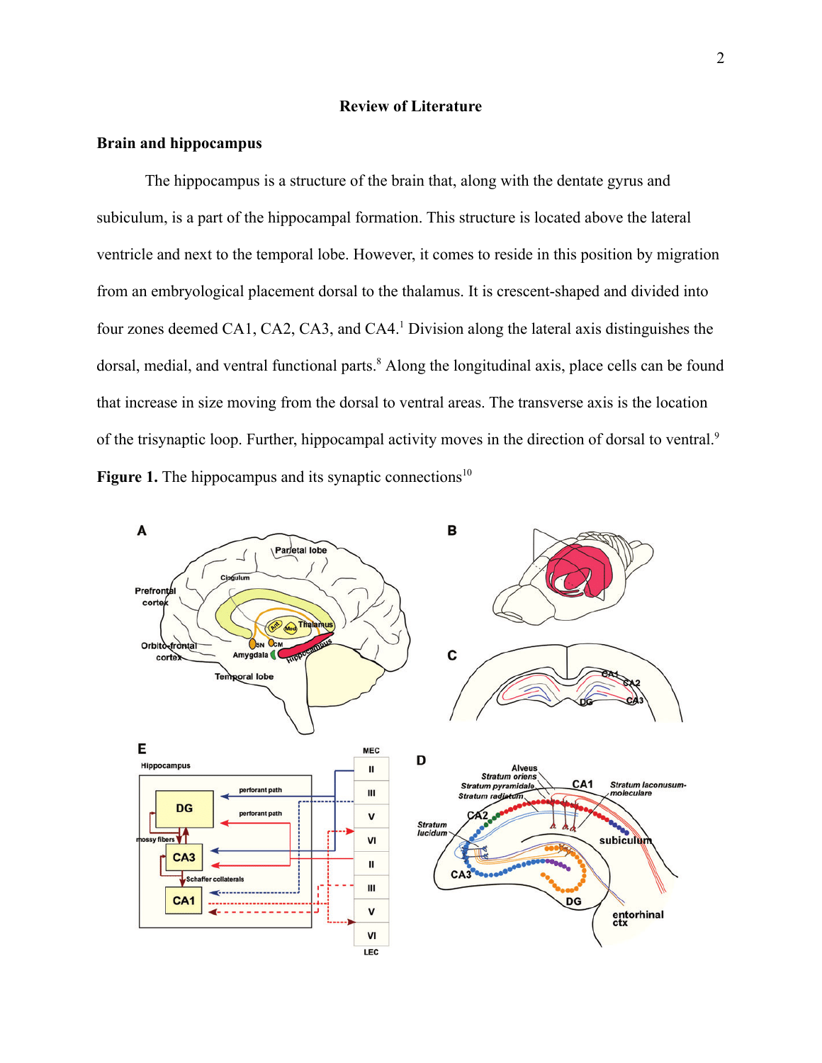## Review of Literature

### Brain and hippocampus

The hippocampus is a structure of the brain that, along with the dentate gyrus and subiculum, is a part of the hippocampal formation. This structure is located above the lateral ventricle and next to the temporal lobe. However, it comes to reside in this position by migration from an embryological placement dorsal to the thalamus. It is crescent-shaped and divided into four zones deemed CA1, CA2, CA3, and CA4.[1] Division along the lateral axis distinguishes the dorsal, medial, and ventral functional parts.[8] Along the longitudinal axis, place cells can be found that increase in size moving from the dorsal to ventral areas. The transverse axis is the location of the trisynaptic loop. Further, hippocampal activity moves in the direction of dorsal to ventral.[9]

**Figure 1.** The hippocampus and its synaptic connections[10]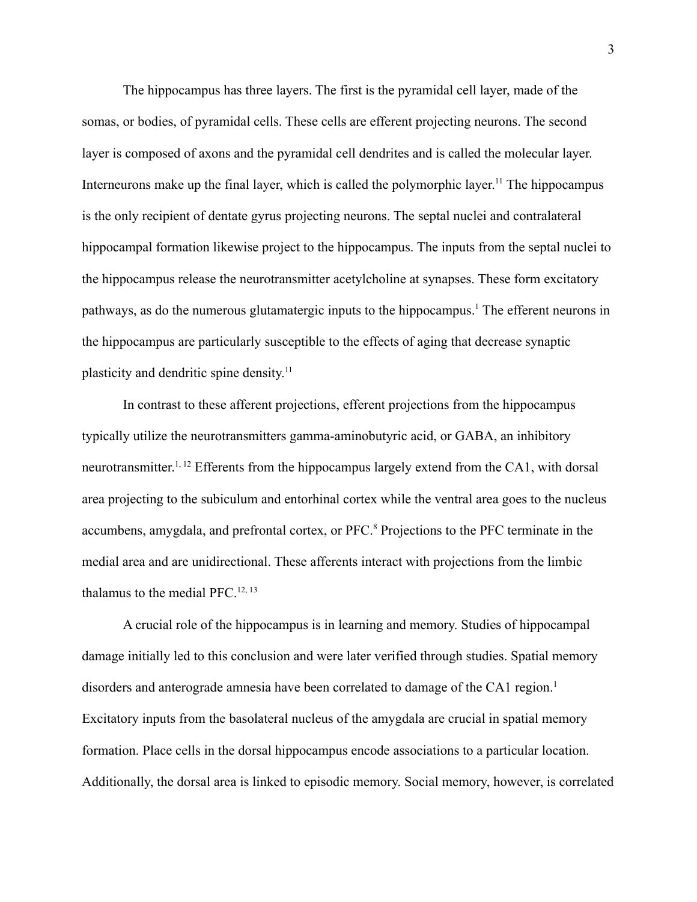The hippocampus has three layers. The first is the pyramidal cell layer, made of the somas, or bodies, of pyramidal cells. These cells are efferent projecting neurons. The second layer is composed of axons and the pyramidal cell dendrites and is called the molecular layer. Interneurons make up the final layer, which is called the polymorphic layer.[11] The hippocampus is the only recipient of dentate gyrus projecting neurons. The septal nuclei and contralateral hippocampal formation likewise project to the hippocampus. The inputs from the septal nuclei to the hippocampus release the neurotransmitter acetylcholine at synapses. These form excitatory pathways, as do the numerous glutamatergic inputs to the hippocampus.[1] The efferent neurons in the hippocampus are particularly susceptible to the effects of aging that decrease synaptic plasticity and dendritic spine density.[11]

In contrast to these afferent projections, efferent projections from the hippocampus typically utilize the neurotransmitters gamma-aminobutyric acid, or GABA, an inhibitory neurotransmitter.[1, 12] Efferents from the hippocampus largely extend from the CA1, with dorsal area projecting to the subiculum and entorhinal cortex while the ventral area goes to the nucleus accumbens, amygdala, and prefrontal cortex, or PFC.[8] Projections to the PFC terminate in the medial area and are unidirectional. These afferents interact with projections from the limbic thalamus to the medial PFC.[12, 13]

A crucial role of the hippocampus is in learning and memory. Studies of hippocampal damage initially led to this conclusion and were later verified through studies. Spatial memory disorders and anterograde amnesia have been correlated to damage of the CA1 region.[1] Excitatory inputs from the basolateral nucleus of the amygdala are crucial in spatial memory formation. Place cells in the dorsal hippocampus encode associations to a particular location. Additionally, the dorsal area is linked to episodic memory. Social memory, however, is correlated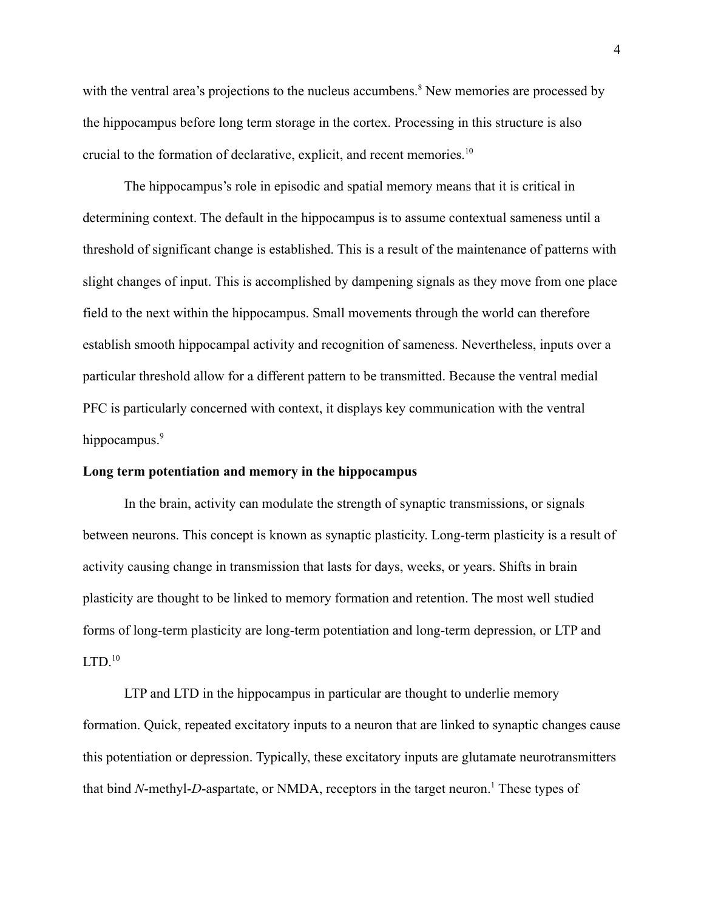with the ventral area's projections to the nucleus accumbens.[8] New memories are processed by the hippocampus before long term storage in the cortex. Processing in this structure is also crucial to the formation of declarative, explicit, and recent memories.[10]

The hippocampus's role in episodic and spatial memory means that it is critical in determining context. The default in the hippocampus is to assume contextual sameness until a threshold of significant change is established. This is a result of the maintenance of patterns with slight changes of input. This is accomplished by dampening signals as they move from one place field to the next within the hippocampus. Small movements through the world can therefore establish smooth hippocampal activity and recognition of sameness. Nevertheless, inputs over a particular threshold allow for a different pattern to be transmitted. Because the ventral medial PFC is particularly concerned with context, it displays key communication with the ventral hippocampus.[9]

**Long term potentiation and memory in the hippocampus**

In the brain, activity can modulate the strength of synaptic transmissions, or signals between neurons. This concept is known as synaptic plasticity. Long-term plasticity is a result of activity causing change in transmission that lasts for days, weeks, or years. Shifts in brain plasticity are thought to be linked to memory formation and retention. The most well studied forms of long-term plasticity are long-term potentiation and long-term depression, or LTP and LTD.[10]

LTP and LTD in the hippocampus in particular are thought to underlie memory formation. Quick, repeated excitatory inputs to a neuron that are linked to synaptic changes cause this potentiation or depression. Typically, these excitatory inputs are glutamate neurotransmitters that bind *N*-methyl-*D*-aspartate, or NMDA, receptors in the target neuron.[1] These types of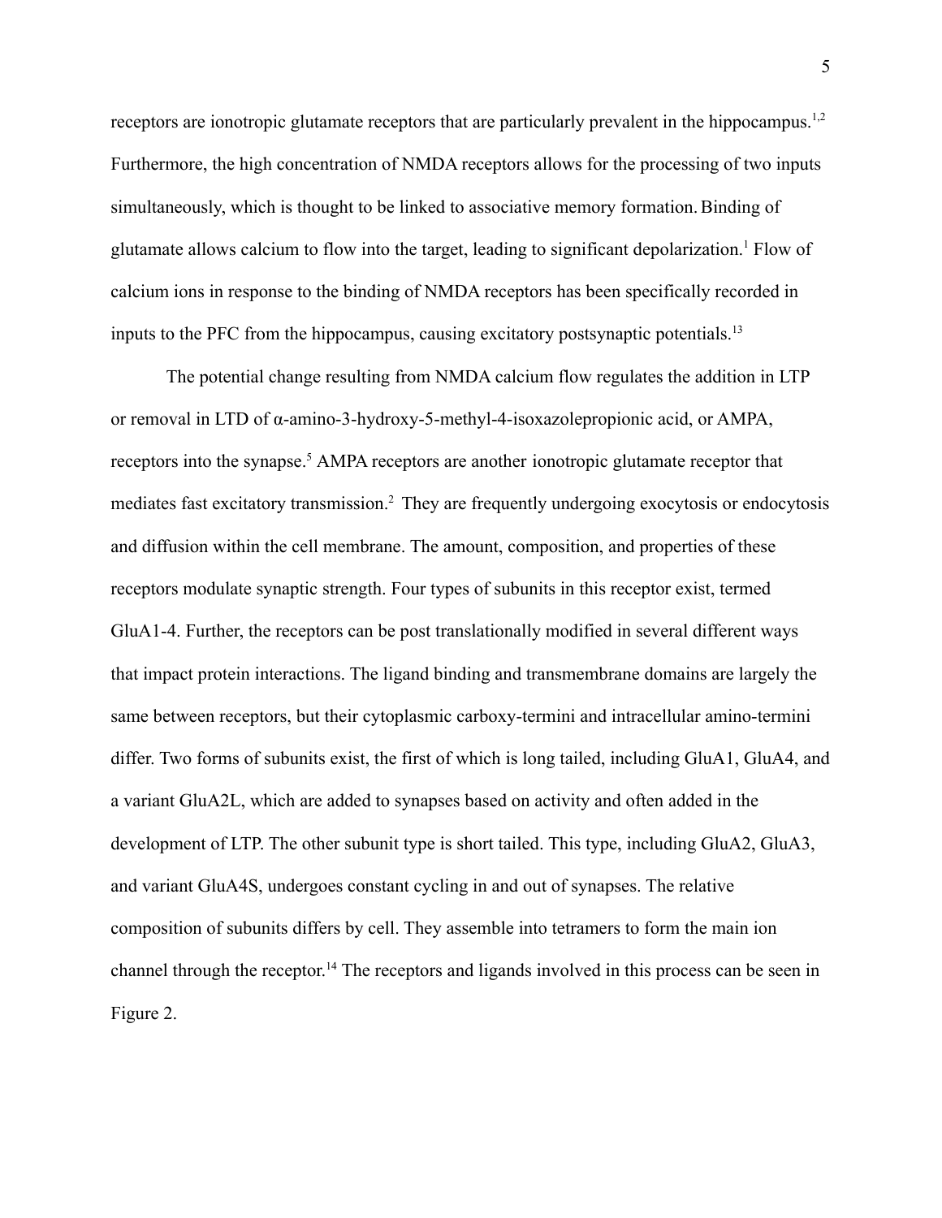receptors are ionotropic glutamate receptors that are particularly prevalent in the hippocampus.[1,2] Furthermore, the high concentration of NMDA receptors allows for the processing of two inputs simultaneously, which is thought to be linked to associative memory formation. Binding of glutamate allows calcium to flow into the target, leading to significant depolarization.[1] Flow of calcium ions in response to the binding of NMDA receptors has been specifically recorded in inputs to the PFC from the hippocampus, causing excitatory postsynaptic potentials.[13]

The potential change resulting from NMDA calcium flow regulates the addition in LTP or removal in LTD of α-amino-3-hydroxy-5-methyl-4-isoxazolepropionic acid, or AMPA, receptors into the synapse.[5] AMPA receptors are another ionotropic glutamate receptor that mediates fast excitatory transmission.[2] They are frequently undergoing exocytosis or endocytosis and diffusion within the cell membrane. The amount, composition, and properties of these receptors modulate synaptic strength. Four types of subunits in this receptor exist, termed GluA1-4. Further, the receptors can be post translationally modified in several different ways that impact protein interactions. The ligand binding and transmembrane domains are largely the same between receptors, but their cytoplasmic carboxy-termini and intracellular amino-termini differ. Two forms of subunits exist, the first of which is long tailed, including GluA1, GluA4, and a variant GluA2L, which are added to synapses based on activity and often added in the development of LTP. The other subunit type is short tailed. This type, including GluA2, GluA3, and variant GluA4S, undergoes constant cycling in and out of synapses. The relative composition of subunits differs by cell. They assemble into tetramers to form the main ion channel through the receptor.[14] The receptors and ligands involved in this process can be seen in Figure 2.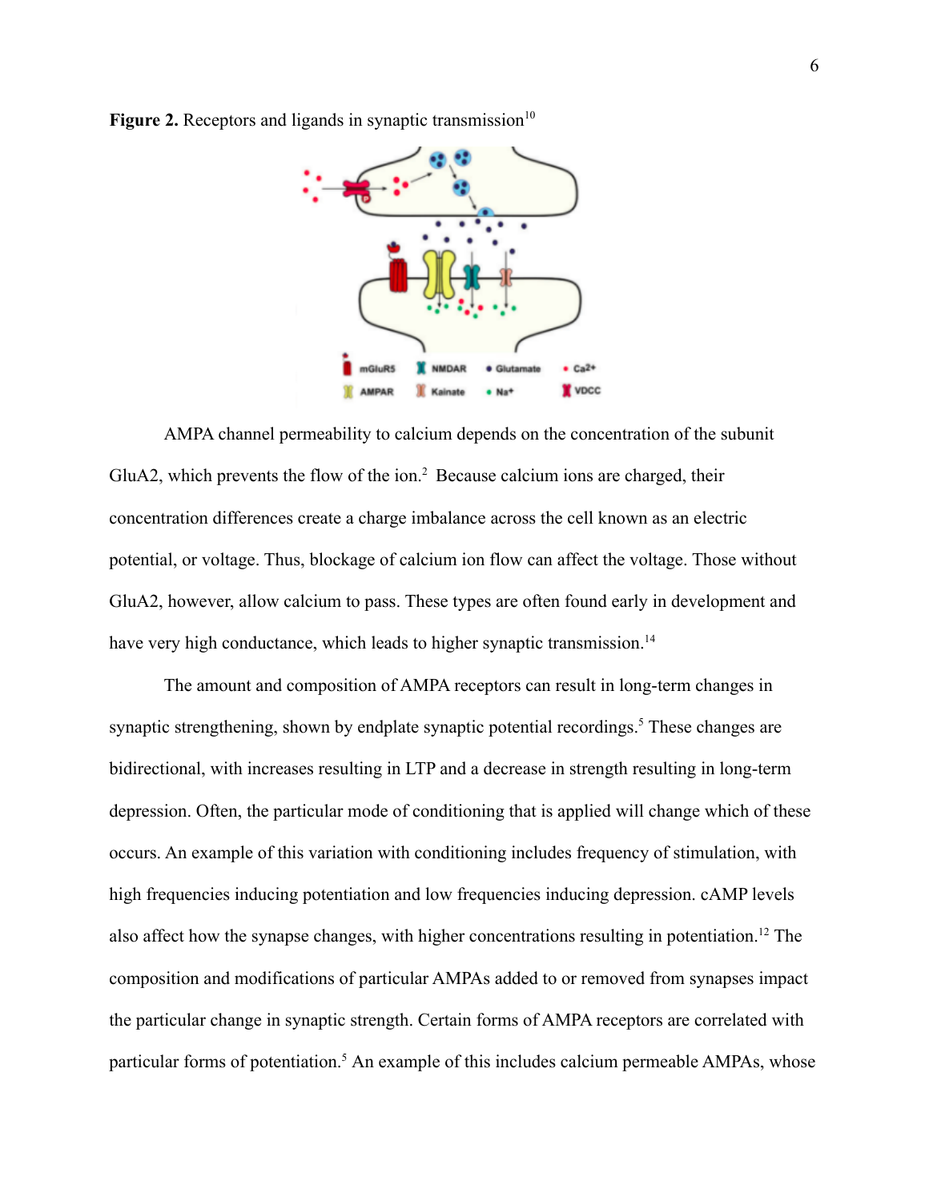**Figure 2.** Receptors and ligands in synaptic transmission[10]

AMPA channel permeability to calcium depends on the concentration of the subunit GluA2, which prevents the flow of the ion.[2] Because calcium ions are charged, their concentration differences create a charge imbalance across the cell known as an electric potential, or voltage. Thus, blockage of calcium ion flow can affect the voltage. Those without GluA2, however, allow calcium to pass. These types are often found early in development and have very high conductance, which leads to higher synaptic transmission.[14]

The amount and composition of AMPA receptors can result in long-term changes in synaptic strengthening, shown by endplate synaptic potential recordings.[5] These changes are bidirectional, with increases resulting in LTP and a decrease in strength resulting in long-term depression. Often, the particular mode of conditioning that is applied will change which of these occurs. An example of this variation with conditioning includes frequency of stimulation, with high frequencies inducing potentiation and low frequencies inducing depression. cAMP levels also affect how the synapse changes, with higher concentrations resulting in potentiation.[12] The composition and modifications of particular AMPAs added to or removed from synapses impact the particular change in synaptic strength. Certain forms of AMPA receptors are correlated with particular forms of potentiation.[5] An example of this includes calcium permeable AMPAs, whose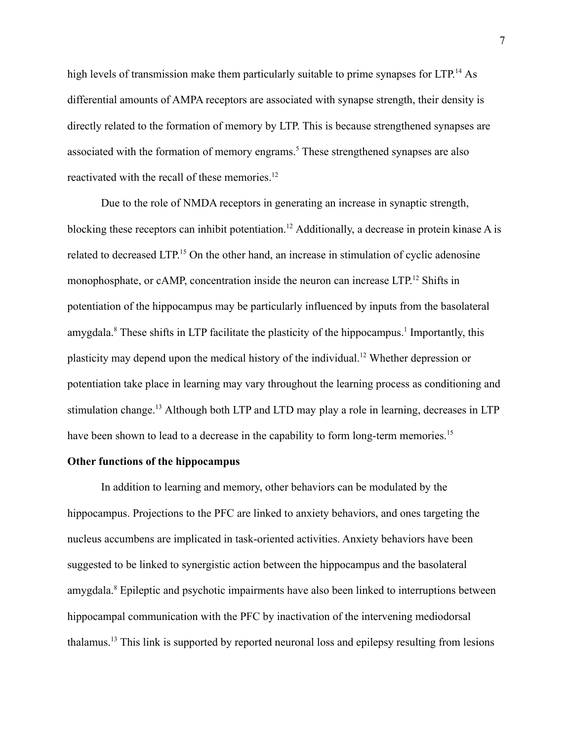high levels of transmission make them particularly suitable to prime synapses for LTP.[14] As differential amounts of AMPA receptors are associated with synapse strength, their density is directly related to the formation of memory by LTP. This is because strengthened synapses are associated with the formation of memory engrams.[5] These strengthened synapses are also reactivated with the recall of these memories.[12]

Due to the role of NMDA receptors in generating an increase in synaptic strength, blocking these receptors can inhibit potentiation.[12] Additionally, a decrease in protein kinase A is related to decreased LTP.[15] On the other hand, an increase in stimulation of cyclic adenosine monophosphate, or cAMP, concentration inside the neuron can increase LTP.[12] Shifts in potentiation of the hippocampus may be particularly influenced by inputs from the basolateral amygdala.[8] These shifts in LTP facilitate the plasticity of the hippocampus.[1] Importantly, this plasticity may depend upon the medical history of the individual.[12] Whether depression or potentiation take place in learning may vary throughout the learning process as conditioning and stimulation change.[13] Although both LTP and LTD may play a role in learning, decreases in LTP have been shown to lead to a decrease in the capability to form long-term memories.[15]

**Other functions of the hippocampus**

In addition to learning and memory, other behaviors can be modulated by the hippocampus. Projections to the PFC are linked to anxiety behaviors, and ones targeting the nucleus accumbens are implicated in task-oriented activities. Anxiety behaviors have been suggested to be linked to synergistic action between the hippocampus and the basolateral amygdala.[8] Epileptic and psychotic impairments have also been linked to interruptions between hippocampal communication with the PFC by inactivation of the intervening mediodorsal thalamus.[13] This link is supported by reported neuronal loss and epilepsy resulting from lesions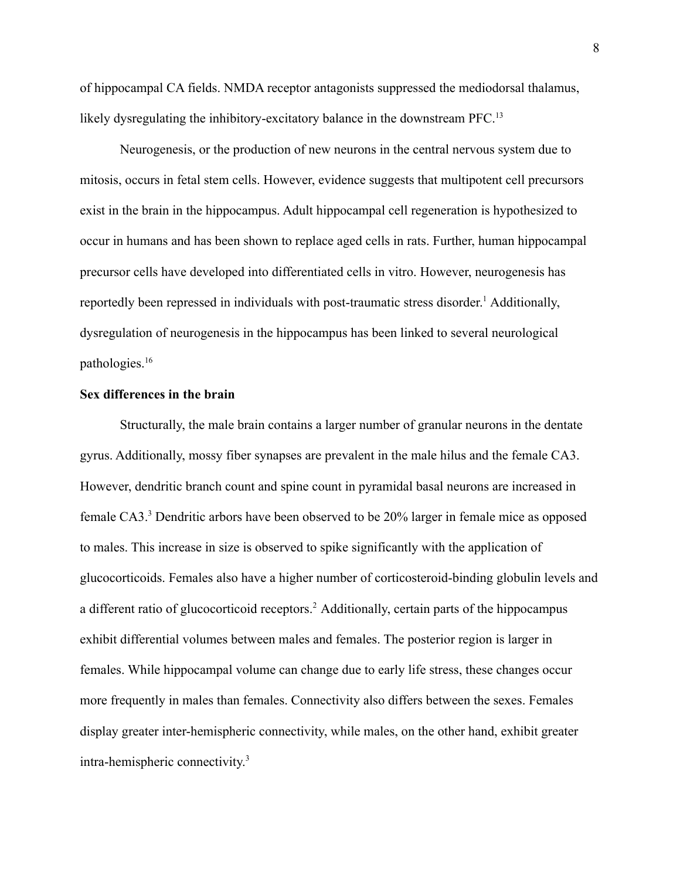of hippocampal CA fields. NMDA receptor antagonists suppressed the mediodorsal thalamus, likely dysregulating the inhibitory-excitatory balance in the downstream PFC.[13]

Neurogenesis, or the production of new neurons in the central nervous system due to mitosis, occurs in fetal stem cells. However, evidence suggests that multipotent cell precursors exist in the brain in the hippocampus. Adult hippocampal cell regeneration is hypothesized to occur in humans and has been shown to replace aged cells in rats. Further, human hippocampal precursor cells have developed into differentiated cells in vitro. However, neurogenesis has reportedly been repressed in individuals with post-traumatic stress disorder.[1] Additionally, dysregulation of neurogenesis in the hippocampus has been linked to several neurological pathologies.[16]

**Sex differences in the brain**

Structurally, the male brain contains a larger number of granular neurons in the dentate gyrus. Additionally, mossy fiber synapses are prevalent in the male hilus and the female CA3. However, dendritic branch count and spine count in pyramidal basal neurons are increased in female CA3.[3] Dendritic arbors have been observed to be 20% larger in female mice as opposed to males. This increase in size is observed to spike significantly with the application of glucocorticoids. Females also have a higher number of corticosteroid-binding globulin levels and a different ratio of glucocorticoid receptors.[2] Additionally, certain parts of the hippocampus exhibit differential volumes between males and females. The posterior region is larger in females. While hippocampal volume can change due to early life stress, these changes occur more frequently in males than females. Connectivity also differs between the sexes. Females display greater inter-hemispheric connectivity, while males, on the other hand, exhibit greater intra-hemispheric connectivity.[3]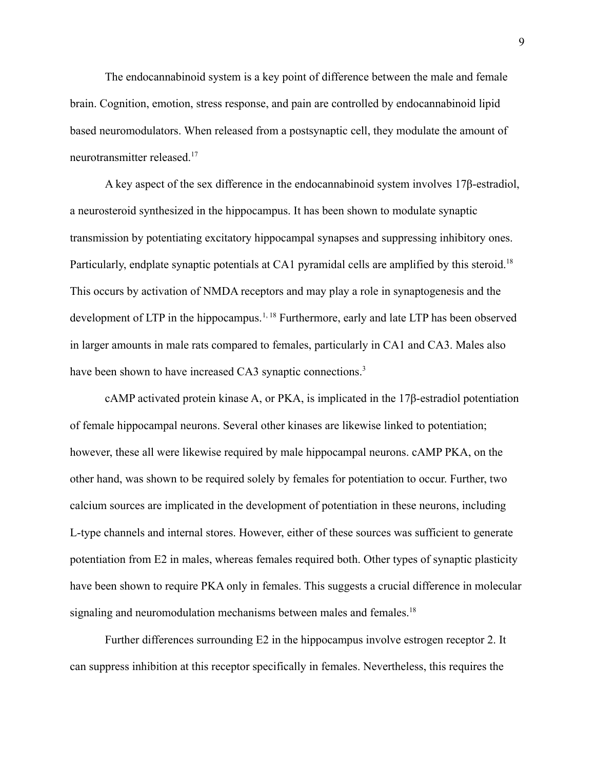The endocannabinoid system is a key point of difference between the male and female brain. Cognition, emotion, stress response, and pain are controlled by endocannabinoid lipid based neuromodulators. When released from a postsynaptic cell, they modulate the amount of neurotransmitter released.[17]

A key aspect of the sex difference in the endocannabinoid system involves 17β-estradiol, a neurosteroid synthesized in the hippocampus. It has been shown to modulate synaptic transmission by potentiating excitatory hippocampal synapses and suppressing inhibitory ones. Particularly, endplate synaptic potentials at CA1 pyramidal cells are amplified by this steroid.[18] This occurs by activation of NMDA receptors and may play a role in synaptogenesis and the development of LTP in the hippocampus.[1, 18] Furthermore, early and late LTP has been observed in larger amounts in male rats compared to females, particularly in CA1 and CA3. Males also have been shown to have increased CA3 synaptic connections.[3]

cAMP activated protein kinase A, or PKA, is implicated in the 17β-estradiol potentiation of female hippocampal neurons. Several other kinases are likewise linked to potentiation; however, these all were likewise required by male hippocampal neurons. cAMP PKA, on the other hand, was shown to be required solely by females for potentiation to occur. Further, two calcium sources are implicated in the development of potentiation in these neurons, including L-type channels and internal stores. However, either of these sources was sufficient to generate potentiation from E2 in males, whereas females required both. Other types of synaptic plasticity have been shown to require PKA only in females. This suggests a crucial difference in molecular signaling and neuromodulation mechanisms between males and females.[18]

Further differences surrounding E2 in the hippocampus involve estrogen receptor 2. It can suppress inhibition at this receptor specifically in females. Nevertheless, this requires the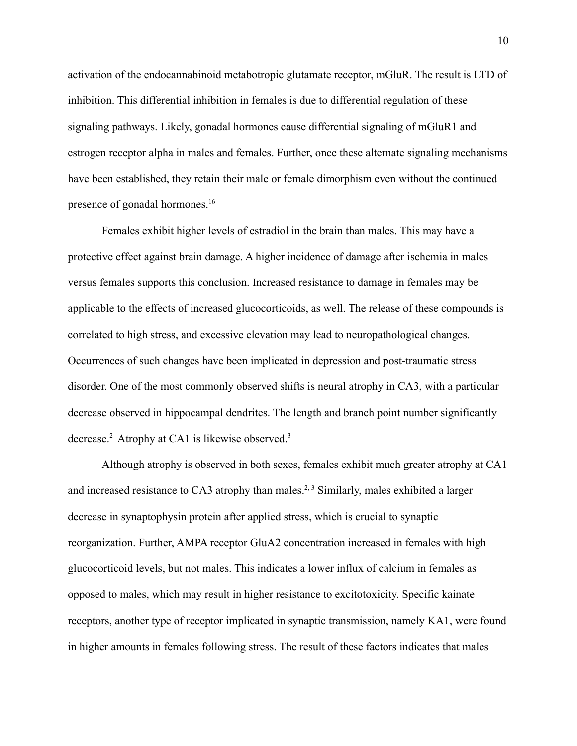activation of the endocannabinoid metabotropic glutamate receptor, mGluR. The result is LTD of inhibition. This differential inhibition in females is due to differential regulation of these signaling pathways. Likely, gonadal hormones cause differential signaling of mGluR1 and estrogen receptor alpha in males and females. Further, once these alternate signaling mechanisms have been established, they retain their male or female dimorphism even without the continued presence of gonadal hormones.[16]

Females exhibit higher levels of estradiol in the brain than males. This may have a protective effect against brain damage. A higher incidence of damage after ischemia in males versus females supports this conclusion. Increased resistance to damage in females may be applicable to the effects of increased glucocorticoids, as well. The release of these compounds is correlated to high stress, and excessive elevation may lead to neuropathological changes. Occurrences of such changes have been implicated in depression and post-traumatic stress disorder. One of the most commonly observed shifts is neural atrophy in CA3, with a particular decrease observed in hippocampal dendrites. The length and branch point number significantly decrease.[2] Atrophy at CA1 is likewise observed.[3]

Although atrophy is observed in both sexes, females exhibit much greater atrophy at CA1 and increased resistance to CA3 atrophy than males.[2, 3] Similarly, males exhibited a larger decrease in synaptophysin protein after applied stress, which is crucial to synaptic reorganization. Further, AMPA receptor GluA2 concentration increased in females with high glucocorticoid levels, but not males. This indicates a lower influx of calcium in females as opposed to males, which may result in higher resistance to excitotoxicity. Specific kainate receptors, another type of receptor implicated in synaptic transmission, namely KA1, were found in higher amounts in females following stress. The result of these factors indicates that males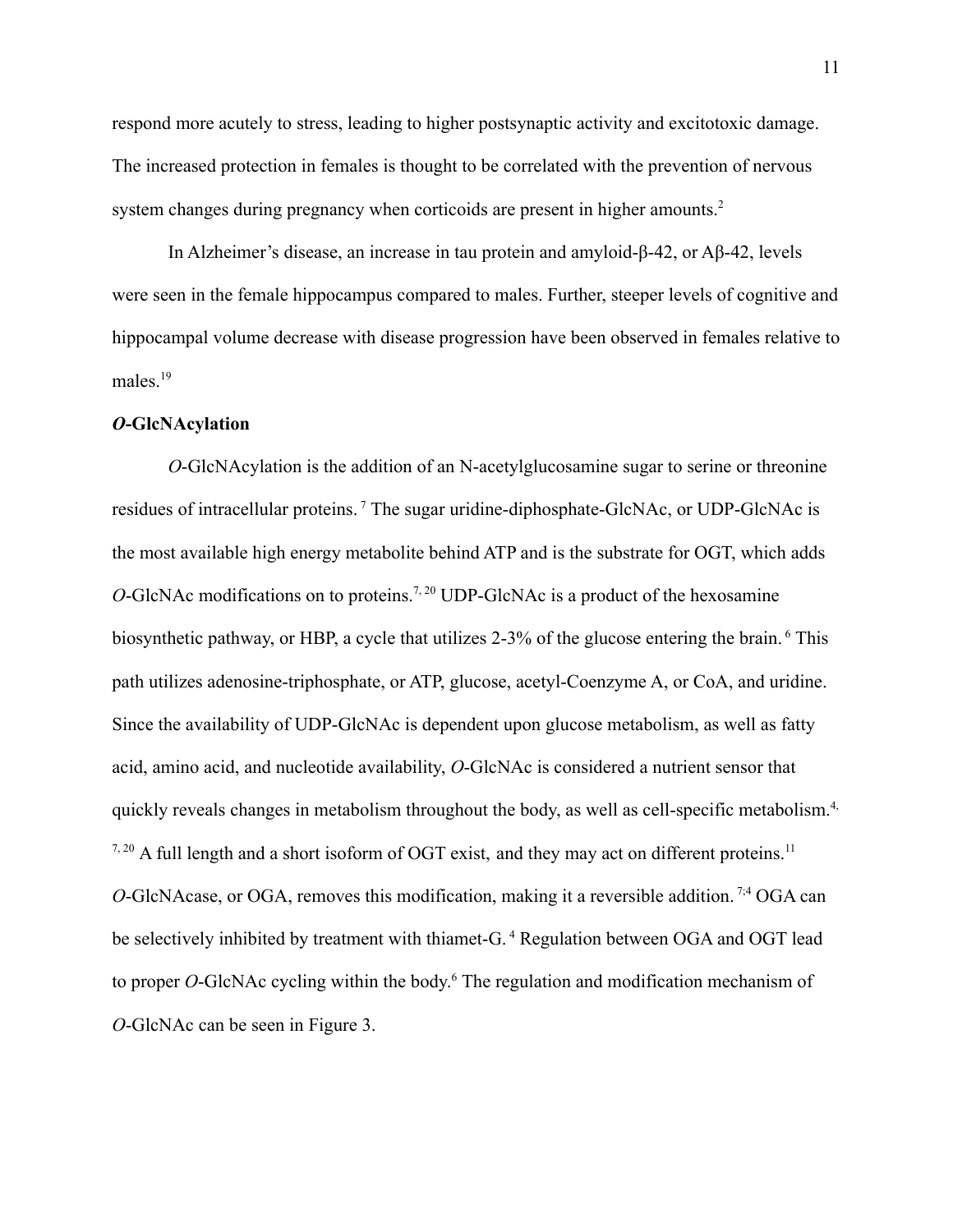respond more acutely to stress, leading to higher postsynaptic activity and excitotoxic damage. The increased protection in females is thought to be correlated with the prevention of nervous system changes during pregnancy when corticoids are present in higher amounts.[2]

In Alzheimer's disease, an increase in tau protein and amyloid-β-42, or Aβ-42, levels were seen in the female hippocampus compared to males. Further, steeper levels of cognitive and hippocampal volume decrease with disease progression have been observed in females relative to males.[19]

### *O*-GlcNAcylation

*O*-GlcNAcylation is the addition of an N-acetylglucosamine sugar to serine or threonine residues of intracellular proteins.[7] The sugar uridine-diphosphate-GlcNAc, or UDP-GlcNAc is the most available high energy metabolite behind ATP and is the substrate for OGT, which adds *O*-GlcNAc modifications on to proteins.[7, 20] UDP-GlcNAc is a product of the hexosamine biosynthetic pathway, or HBP, a cycle that utilizes 2-3% of the glucose entering the brain.[6] This path utilizes adenosine-triphosphate, or ATP, glucose, acetyl-Coenzyme A, or CoA, and uridine. Since the availability of UDP-GlcNAc is dependent upon glucose metabolism, as well as fatty acid, amino acid, and nucleotide availability, *O*-GlcNAc is considered a nutrient sensor that quickly reveals changes in metabolism throughout the body, as well as cell-specific metabolism.[4, 7, 20] A full length and a short isoform of OGT exist, and they may act on different proteins.[11] *O*-GlcNAcase, or OGA, removes this modification, making it a reversible addition.[7;4] OGA can be selectively inhibited by treatment with thiamet-G.[4] Regulation between OGA and OGT lead to proper *O*-GlcNAc cycling within the body.[6] The regulation and modification mechanism of *O*-GlcNAc can be seen in Figure 3.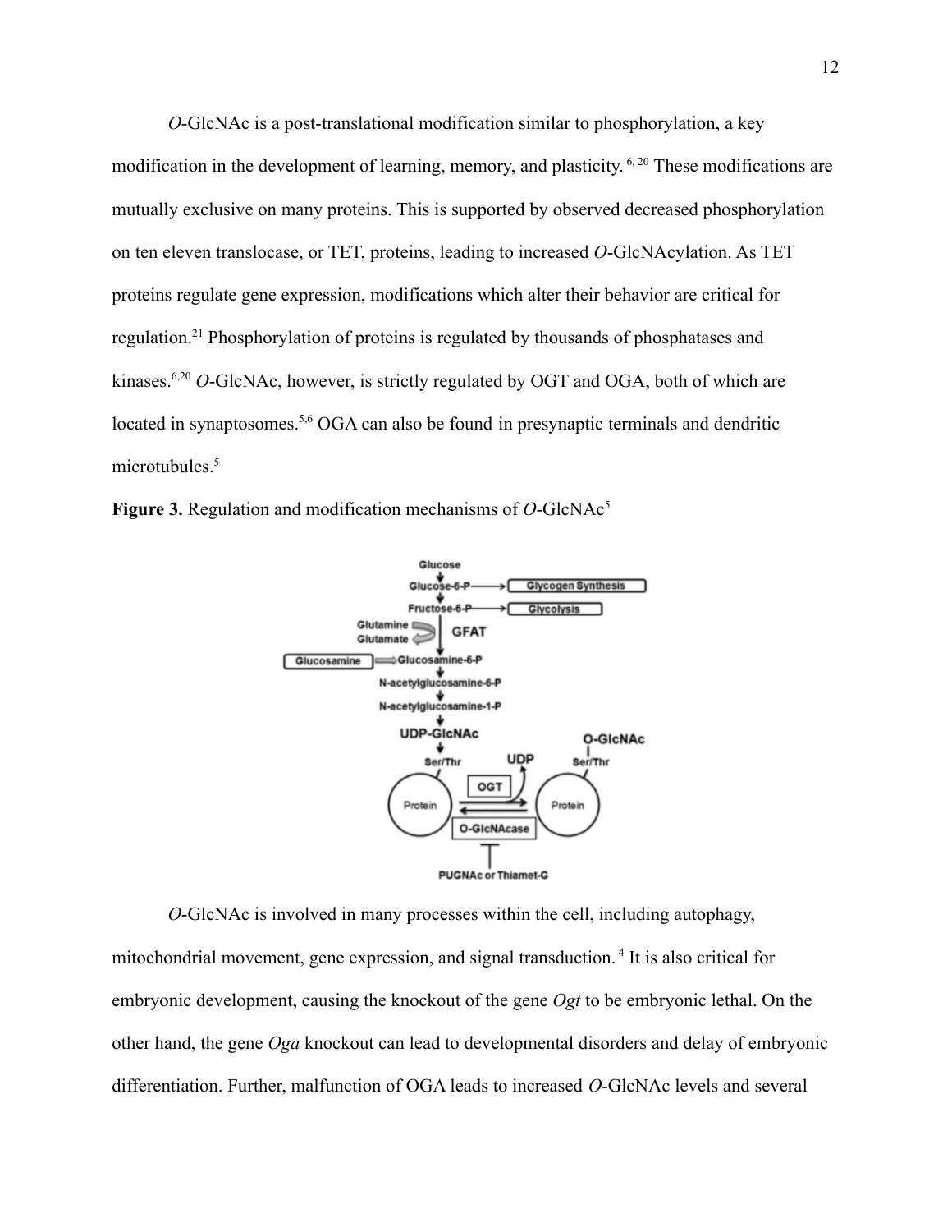*O*-GlcNAc is a post-translational modification similar to phosphorylation, a key modification in the development of learning, memory, and plasticity.[6, 20] These modifications are mutually exclusive on many proteins. This is supported by observed decreased phosphorylation on ten eleven translocase, or TET, proteins, leading to increased *O*-GlcNAcylation. As TET proteins regulate gene expression, modifications which alter their behavior are critical for regulation.[21] Phosphorylation of proteins is regulated by thousands of phosphatases and kinases.[6,20] *O*-GlcNAc, however, is strictly regulated by OGT and OGA, both of which are located in synaptosomes.[5,6] OGA can also be found in presynaptic terminals and dendritic microtubules.[5]

**Figure 3.** Regulation and modification mechanisms of *O*-GlcNAc[5]

*O*-GlcNAc is involved in many processes within the cell, including autophagy, mitochondrial movement, gene expression, and signal transduction.[4] It is also critical for embryonic development, causing the knockout of the gene *Ogt* to be embryonic lethal. On the other hand, the gene *Oga* knockout can lead to developmental disorders and delay of embryonic differentiation. Further, malfunction of OGA leads to increased *O*-GlcNAc levels and several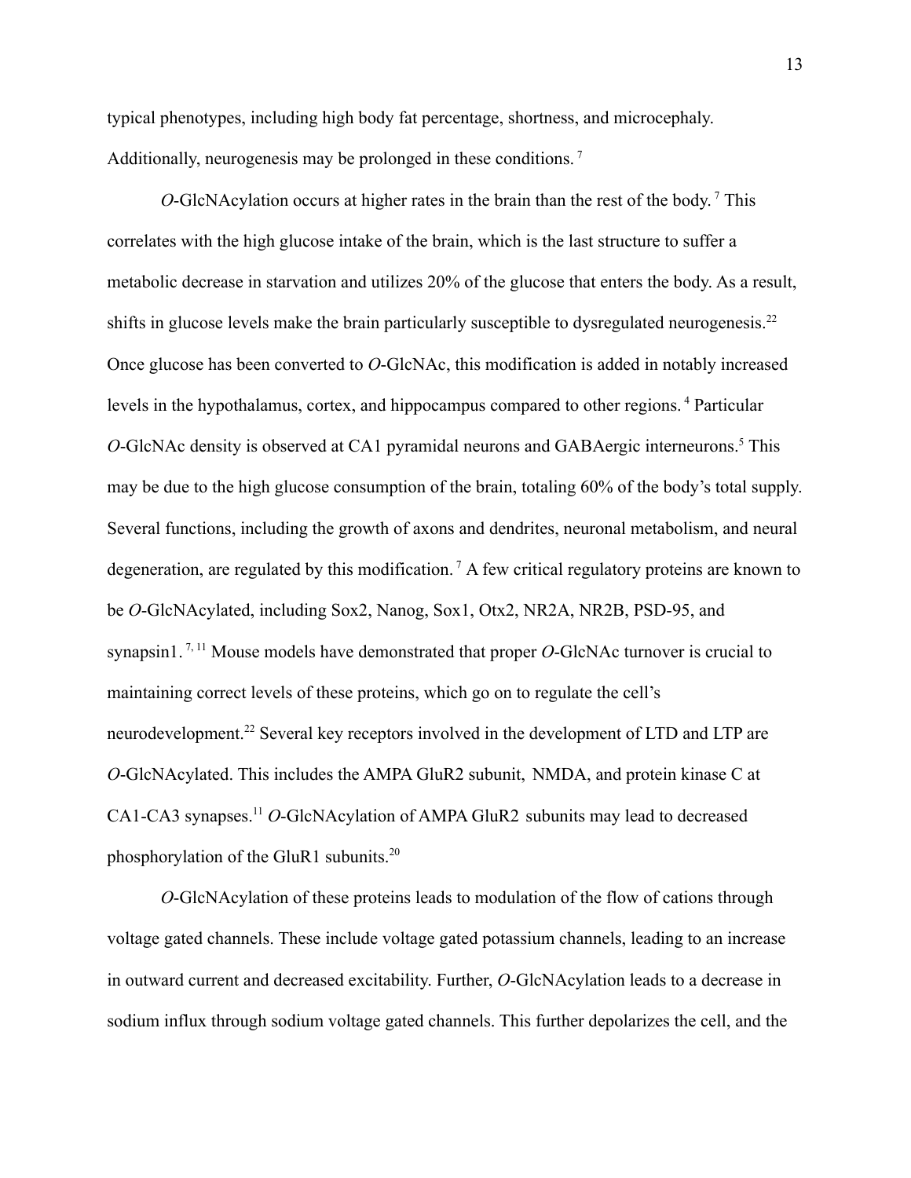typical phenotypes, including high body fat percentage, shortness, and microcephaly. Additionally, neurogenesis may be prolonged in these conditions. [7]

*O*-GlcNAcylation occurs at higher rates in the brain than the rest of the body. [7] This correlates with the high glucose intake of the brain, which is the last structure to suffer a metabolic decrease in starvation and utilizes 20% of the glucose that enters the body. As a result, shifts in glucose levels make the brain particularly susceptible to dysregulated neurogenesis.[22] Once glucose has been converted to *O*-GlcNAc, this modification is added in notably increased levels in the hypothalamus, cortex, and hippocampus compared to other regions. [4] Particular *O*-GlcNAc density is observed at CA1 pyramidal neurons and GABAergic interneurons.[5] This may be due to the high glucose consumption of the brain, totaling 60% of the body's total supply. Several functions, including the growth of axons and dendrites, neuronal metabolism, and neural degeneration, are regulated by this modification. [7] A few critical regulatory proteins are known to be *O*-GlcNAcylated, including Sox2, Nanog, Sox1, Otx2, NR2A, NR2B, PSD-95, and synapsin1. [7, 11] Mouse models have demonstrated that proper *O*-GlcNAc turnover is crucial to maintaining correct levels of these proteins, which go on to regulate the cell's neurodevelopment.[22] Several key receptors involved in the development of LTD and LTP are *O*-GlcNAcylated. This includes the AMPA GluR2 subunit, NMDA, and protein kinase C at CA1-CA3 synapses.[11] *O*-GlcNAcylation of AMPA GluR2 subunits may lead to decreased phosphorylation of the GluR1 subunits.[20]

*O*-GlcNAcylation of these proteins leads to modulation of the flow of cations through voltage gated channels. These include voltage gated potassium channels, leading to an increase in outward current and decreased excitability. Further, *O*-GlcNAcylation leads to a decrease in sodium influx through sodium voltage gated channels. This further depolarizes the cell, and the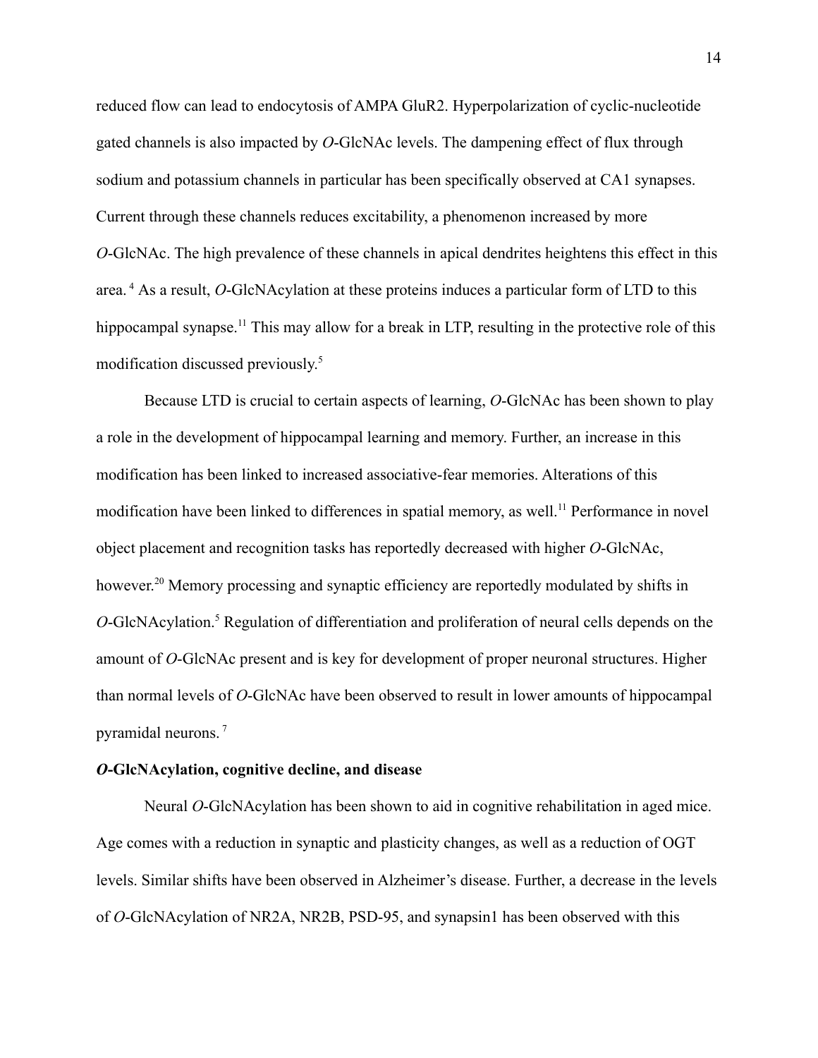reduced flow can lead to endocytosis of AMPA GluR2. Hyperpolarization of cyclic-nucleotide gated channels is also impacted by *O*-GlcNAc levels. The dampening effect of flux through sodium and potassium channels in particular has been specifically observed at CA1 synapses. Current through these channels reduces excitability, a phenomenon increased by more *O*-GlcNAc. The high prevalence of these channels in apical dendrites heightens this effect in this area.[4] As a result, *O*-GlcNAcylation at these proteins induces a particular form of LTD to this hippocampal synapse.[11] This may allow for a break in LTP, resulting in the protective role of this modification discussed previously.[5]

Because LTD is crucial to certain aspects of learning, *O*-GlcNAc has been shown to play a role in the development of hippocampal learning and memory. Further, an increase in this modification has been linked to increased associative-fear memories. Alterations of this modification have been linked to differences in spatial memory, as well.[11] Performance in novel object placement and recognition tasks has reportedly decreased with higher *O*-GlcNAc, however.[20] Memory processing and synaptic efficiency are reportedly modulated by shifts in *O*-GlcNAcylation.[5] Regulation of differentiation and proliferation of neural cells depends on the amount of *O*-GlcNAc present and is key for development of proper neuronal structures. Higher than normal levels of *O*-GlcNAc have been observed to result in lower amounts of hippocampal pyramidal neurons.[7]

### ***O*-GlcNAcylation, cognitive decline, and disease**

Neural *O*-GlcNAcylation has been shown to aid in cognitive rehabilitation in aged mice. Age comes with a reduction in synaptic and plasticity changes, as well as a reduction of OGT levels. Similar shifts have been observed in Alzheimer's disease. Further, a decrease in the levels of *O*-GlcNAcylation of NR2A, NR2B, PSD-95, and synapsin1 has been observed with this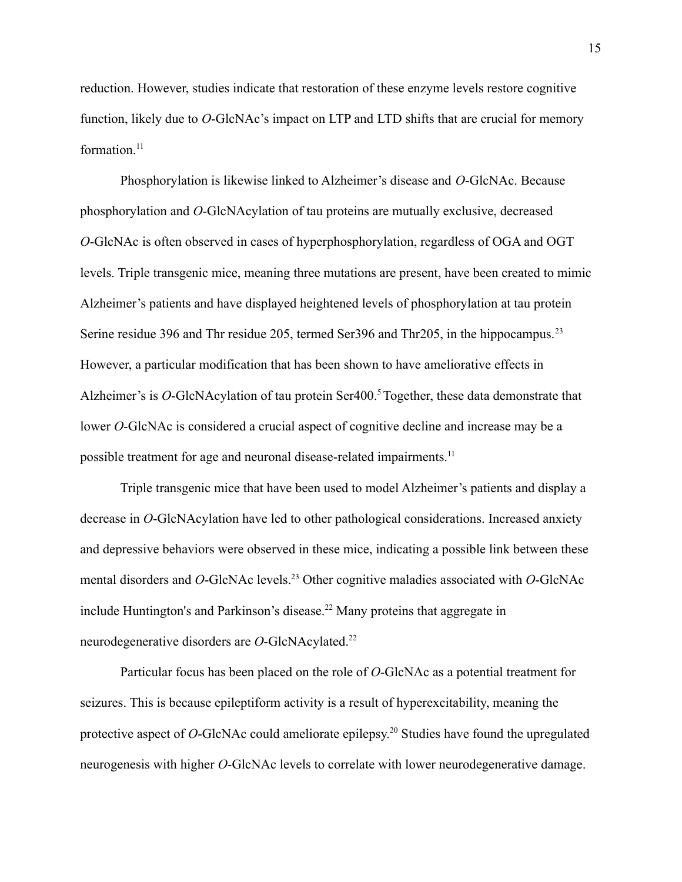reduction. However, studies indicate that restoration of these enzyme levels restore cognitive function, likely due to *O*-GlcNAc's impact on LTP and LTD shifts that are crucial for memory formation.[11]

Phosphorylation is likewise linked to Alzheimer's disease and *O*-GlcNAc. Because phosphorylation and *O*-GlcNAcylation of tau proteins are mutually exclusive, decreased *O*-GlcNAc is often observed in cases of hyperphosphorylation, regardless of OGA and OGT levels. Triple transgenic mice, meaning three mutations are present, have been created to mimic Alzheimer's patients and have displayed heightened levels of phosphorylation at tau protein Serine residue 396 and Thr residue 205, termed Ser396 and Thr205, in the hippocampus.[23] However, a particular modification that has been shown to have ameliorative effects in Alzheimer's is *O*-GlcNAcylation of tau protein Ser400.[5] Together, these data demonstrate that lower *O*-GlcNAc is considered a crucial aspect of cognitive decline and increase may be a possible treatment for age and neuronal disease-related impairments.[11]

Triple transgenic mice that have been used to model Alzheimer's patients and display a decrease in *O*-GlcNAcylation have led to other pathological considerations. Increased anxiety and depressive behaviors were observed in these mice, indicating a possible link between these mental disorders and *O*-GlcNAc levels.[23] Other cognitive maladies associated with *O*-GlcNAc include Huntington's and Parkinson's disease.[22] Many proteins that aggregate in neurodegenerative disorders are *O*-GlcNAcylated.[22]

Particular focus has been placed on the role of *O*-GlcNAc as a potential treatment for seizures. This is because epileptiform activity is a result of hyperexcitability, meaning the protective aspect of *O*-GlcNAc could ameliorate epilepsy.[20] Studies have found the upregulated neurogenesis with higher *O*-GlcNAc levels to correlate with lower neurodegenerative damage.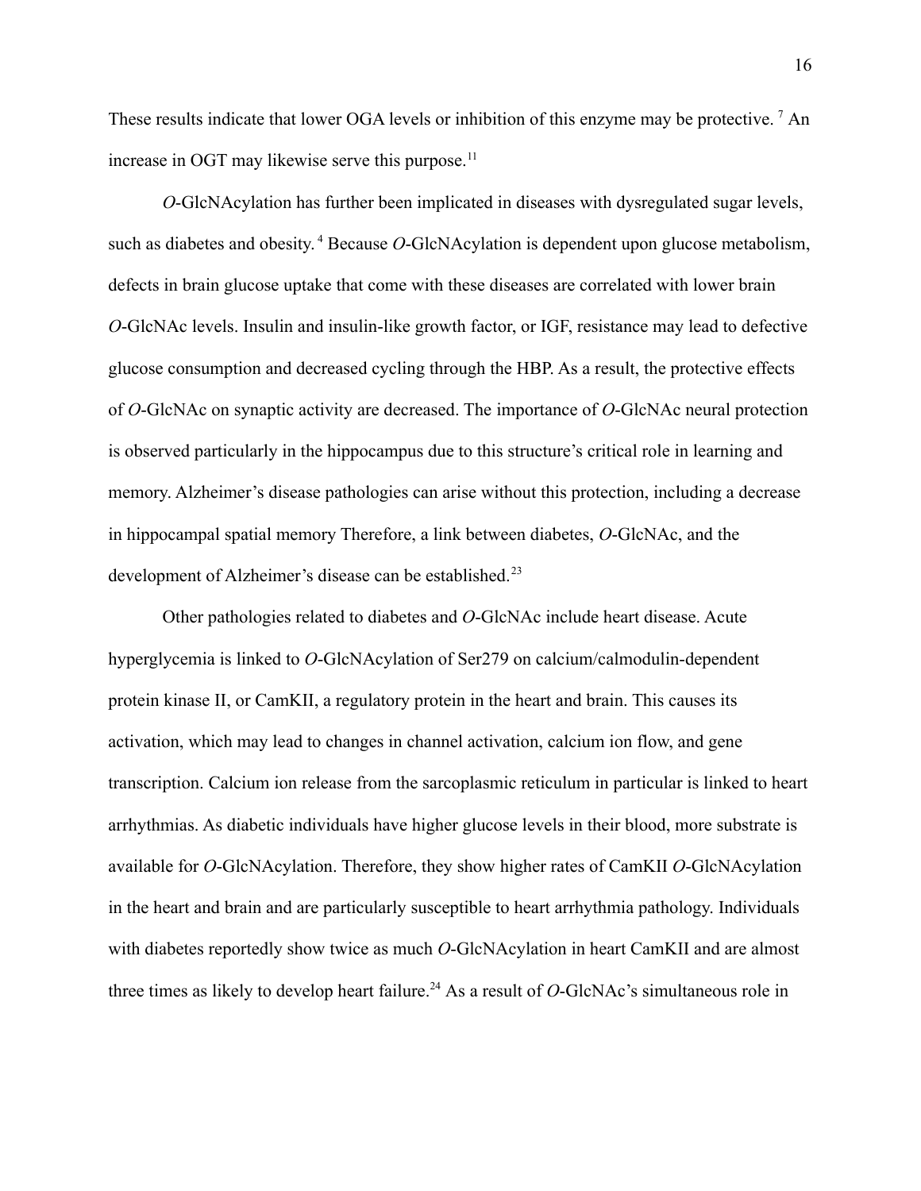These results indicate that lower OGA levels or inhibition of this enzyme may be protective. [7] An increase in OGT may likewise serve this purpose.[11]

*O*-GlcNAcylation has further been implicated in diseases with dysregulated sugar levels, such as diabetes and obesity. [4] Because *O*-GlcNAcylation is dependent upon glucose metabolism, defects in brain glucose uptake that come with these diseases are correlated with lower brain *O*-GlcNAc levels. Insulin and insulin-like growth factor, or IGF, resistance may lead to defective glucose consumption and decreased cycling through the HBP. As a result, the protective effects of *O*-GlcNAc on synaptic activity are decreased. The importance of *O*-GlcNAc neural protection is observed particularly in the hippocampus due to this structure's critical role in learning and memory. Alzheimer's disease pathologies can arise without this protection, including a decrease in hippocampal spatial memory Therefore, a link between diabetes, *O*-GlcNAc, and the development of Alzheimer's disease can be established.[23]

Other pathologies related to diabetes and *O*-GlcNAc include heart disease. Acute hyperglycemia is linked to *O*-GlcNAcylation of Ser279 on calcium/calmodulin-dependent protein kinase II, or CamKII, a regulatory protein in the heart and brain. This causes its activation, which may lead to changes in channel activation, calcium ion flow, and gene transcription. Calcium ion release from the sarcoplasmic reticulum in particular is linked to heart arrhythmias. As diabetic individuals have higher glucose levels in their blood, more substrate is available for *O*-GlcNAcylation. Therefore, they show higher rates of CamKII *O*-GlcNAcylation in the heart and brain and are particularly susceptible to heart arrhythmia pathology. Individuals with diabetes reportedly show twice as much *O*-GlcNAcylation in heart CamKII and are almost three times as likely to develop heart failure.[24] As a result of *O*-GlcNAc's simultaneous role in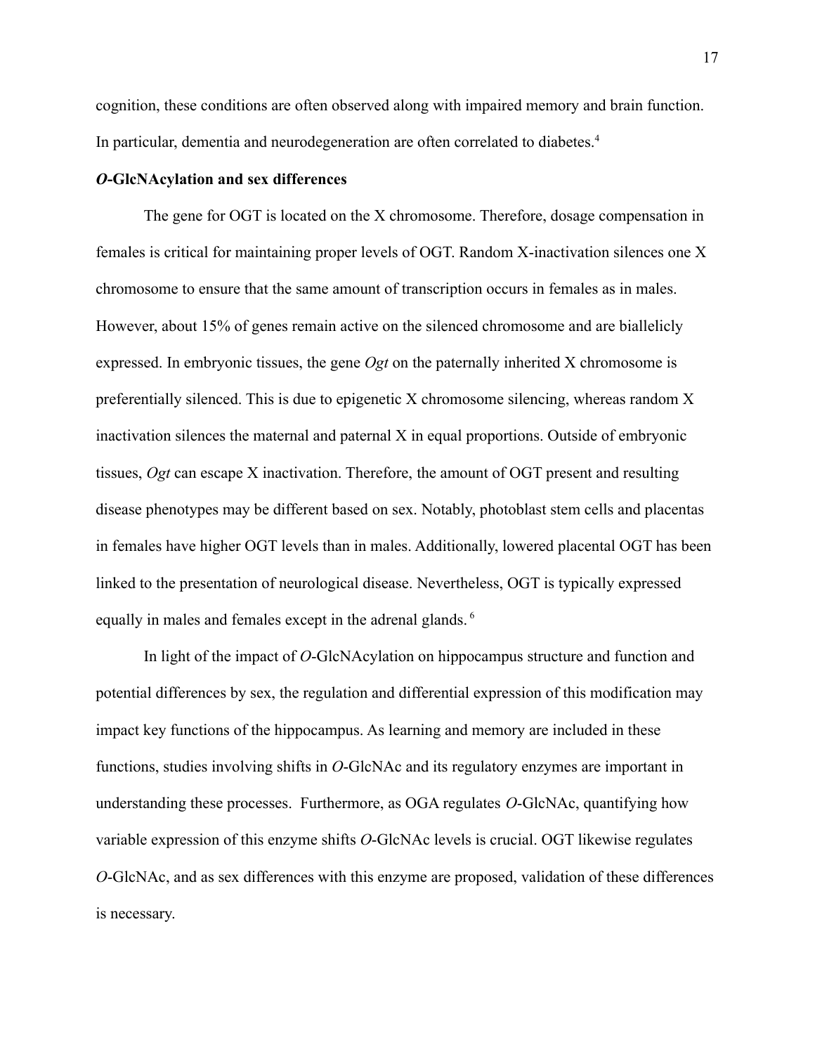cognition, these conditions are often observed along with impaired memory and brain function. In particular, dementia and neurodegeneration are often correlated to diabetes.[4]

### ***O*-GlcNAcylation and sex differences**

The gene for OGT is located on the X chromosome. Therefore, dosage compensation in females is critical for maintaining proper levels of OGT. Random X-inactivation silences one X chromosome to ensure that the same amount of transcription occurs in females as in males. However, about 15% of genes remain active on the silenced chromosome and are biallelicly expressed. In embryonic tissues, the gene *Ogt* on the paternally inherited X chromosome is preferentially silenced. This is due to epigenetic X chromosome silencing, whereas random X inactivation silences the maternal and paternal X in equal proportions. Outside of embryonic tissues, *Ogt* can escape X inactivation. Therefore, the amount of OGT present and resulting disease phenotypes may be different based on sex. Notably, photoblast stem cells and placentas in females have higher OGT levels than in males. Additionally, lowered placental OGT has been linked to the presentation of neurological disease. Nevertheless, OGT is typically expressed equally in males and females except in the adrenal glands.[6]

In light of the impact of *O*-GlcNAcylation on hippocampus structure and function and potential differences by sex, the regulation and differential expression of this modification may impact key functions of the hippocampus. As learning and memory are included in these functions, studies involving shifts in *O*-GlcNAc and its regulatory enzymes are important in understanding these processes. Furthermore, as OGA regulates *O*-GlcNAc, quantifying how variable expression of this enzyme shifts *O*-GlcNAc levels is crucial. OGT likewise regulates *O*-GlcNAc, and as sex differences with this enzyme are proposed, validation of these differences is necessary.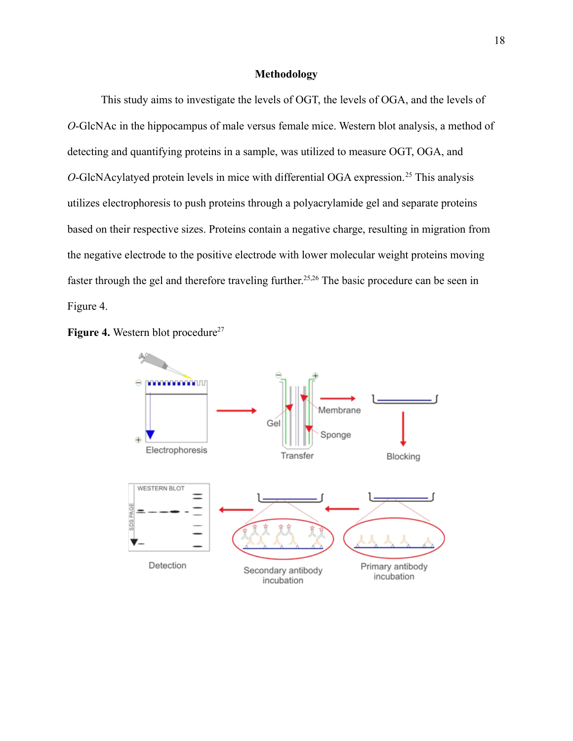# Methodology

This study aims to investigate the levels of OGT, the levels of OGA, and the levels of *O*-GlcNAc in the hippocampus of male versus female mice. Western blot analysis, a method of detecting and quantifying proteins in a sample, was utilized to measure OGT, OGA, and *O*-GlcNAcylatyed protein levels in mice with differential OGA expression.[25] This analysis utilizes electrophoresis to push proteins through a polyacrylamide gel and separate proteins based on their respective sizes. Proteins contain a negative charge, resulting in migration from the negative electrode to the positive electrode with lower molecular weight proteins moving faster through the gel and therefore traveling further.[25,26] The basic procedure can be seen in Figure 4.

**Figure 4.** Western blot procedure[27]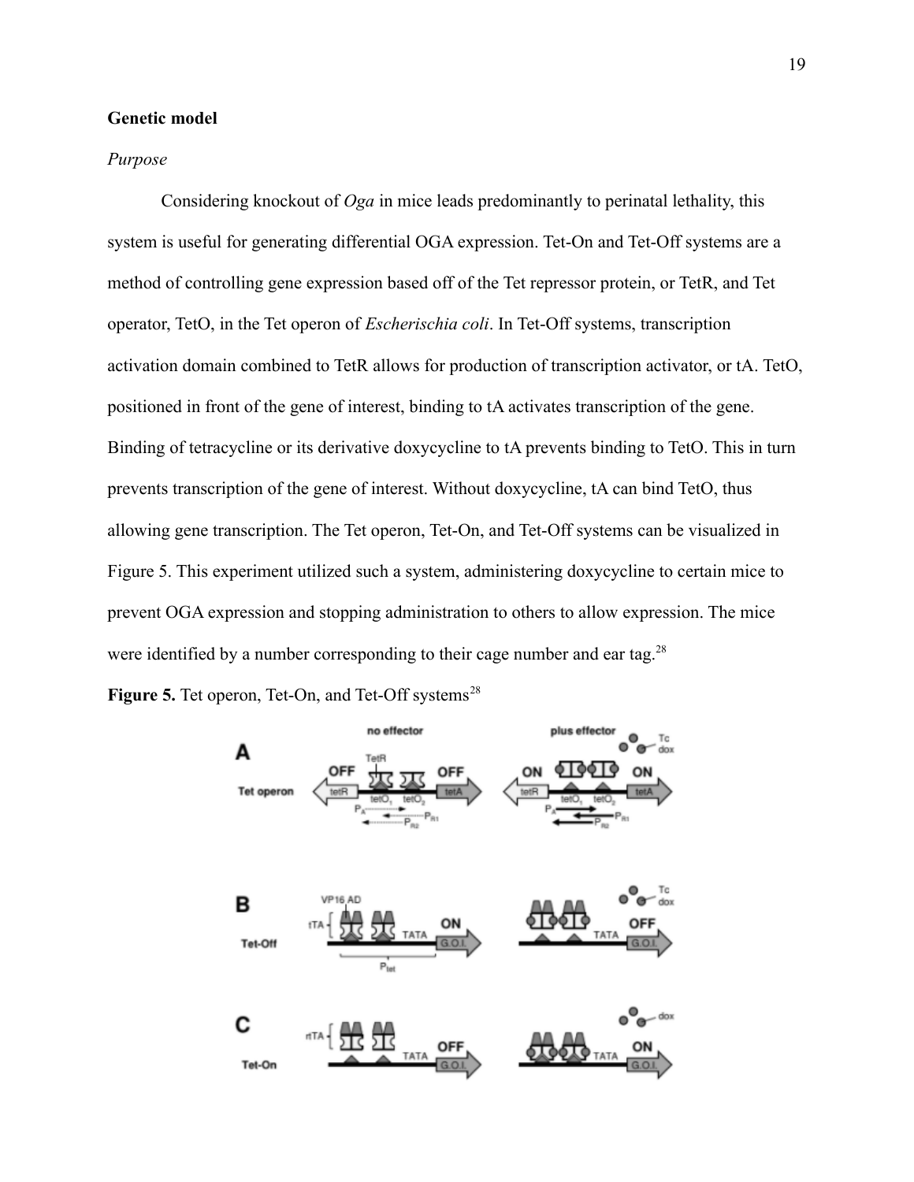## Genetic model

*Purpose*

Considering knockout of *Oga* in mice leads predominantly to perinatal lethality, this system is useful for generating differential OGA expression. Tet-On and Tet-Off systems are a method of controlling gene expression based off of the Tet repressor protein, or TetR, and Tet operator, TetO, in the Tet operon of *Escherischia coli*. In Tet-Off systems, transcription activation domain combined to TetR allows for production of transcription activator, or tA. TetO, positioned in front of the gene of interest, binding to tA activates transcription of the gene. Binding of tetracycline or its derivative doxycycline to tA prevents binding to TetO. This in turn prevents transcription of the gene of interest. Without doxycycline, tA can bind TetO, thus allowing gene transcription. The Tet operon, Tet-On, and Tet-Off systems can be visualized in Figure 5. This experiment utilized such a system, administering doxycycline to certain mice to prevent OGA expression and stopping administration to others to allow expression. The mice were identified by a number corresponding to their cage number and ear tag.[28]

**Figure 5.** Tet operon, Tet-On, and Tet-Off systems[28]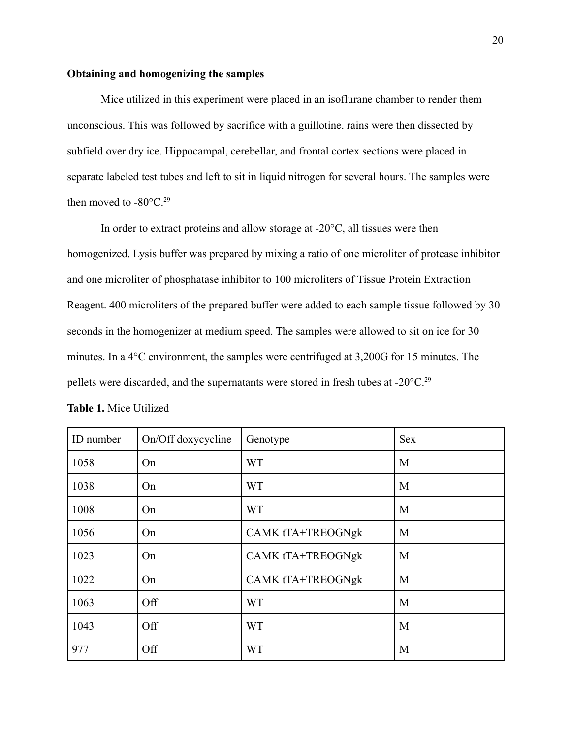**Obtaining and homogenizing the samples**

Mice utilized in this experiment were placed in an isoflurane chamber to render them unconscious. This was followed by sacrifice with a guillotine. rains were then dissected by subfield over dry ice. Hippocampal, cerebellar, and frontal cortex sections were placed in separate labeled test tubes and left to sit in liquid nitrogen for several hours. The samples were then moved to -80°C.[29]

In order to extract proteins and allow storage at -20°C, all tissues were then homogenized. Lysis buffer was prepared by mixing a ratio of one microliter of protease inhibitor and one microliter of phosphatase inhibitor to 100 microliters of Tissue Protein Extraction Reagent. 400 microliters of the prepared buffer were added to each sample tissue followed by 30 seconds in the homogenizer at medium speed. The samples were allowed to sit on ice for 30 minutes. In a 4°C environment, the samples were centrifuged at 3,200G for 15 minutes. The pellets were discarded, and the supernatants were stored in fresh tubes at -20°C.[29]

**Table 1.** Mice Utilized

| ID number | On/Off doxycycline | Genotype | Sex |
|---|---|---|---|
| 1058 | On | WT | M |
| 1038 | On | WT | M |
| 1008 | On | WT | M |
| 1056 | On | CAMK tTA+TREOGNgk | M |
| 1023 | On | CAMK tTA+TREOGNgk | M |
| 1022 | On | CAMK tTA+TREOGNgk | M |
| 1063 | Off | WT | M |
| 1043 | Off | WT | M |
| 977 | Off | WT | M |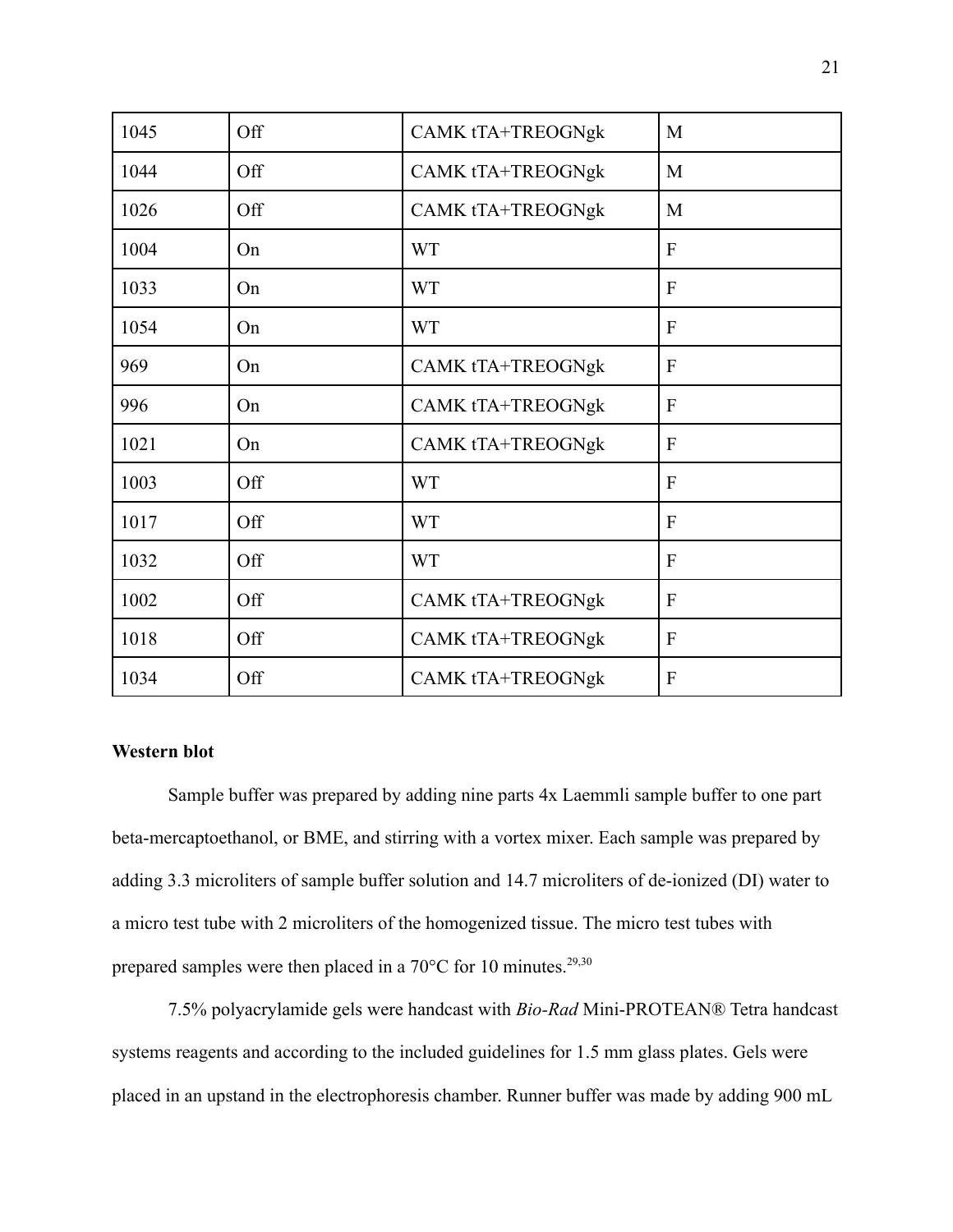| 1045 | Off | CAMK tTA+TREOGNgk | M |
|---|---|---|---|
| 1044 | Off | CAMK tTA+TREOGNgk | M |
| 1026 | Off | CAMK tTA+TREOGNgk | M |
| 1004 | On | WT | F |
| 1033 | On | WT | F |
| 1054 | On | WT | F |
| 969 | On | CAMK tTA+TREOGNgk | F |
| 996 | On | CAMK tTA+TREOGNgk | F |
| 1021 | On | CAMK tTA+TREOGNgk | F |
| 1003 | Off | WT | F |
| 1017 | Off | WT | F |
| 1032 | Off | WT | F |
| 1002 | Off | CAMK tTA+TREOGNgk | F |
| 1018 | Off | CAMK tTA+TREOGNgk | F |
| 1034 | Off | CAMK tTA+TREOGNgk | F |

**Western blot**

Sample buffer was prepared by adding nine parts 4x Laemmli sample buffer to one part beta-mercaptoethanol, or BME, and stirring with a vortex mixer. Each sample was prepared by adding 3.3 microliters of sample buffer solution and 14.7 microliters of de-ionized (DI) water to a micro test tube with 2 microliters of the homogenized tissue. The micro test tubes with prepared samples were then placed in a 70°C for 10 minutes.[29,30]

7.5% polyacrylamide gels were handcast with *Bio-Rad* Mini-PROTEAN® Tetra handcast systems reagents and according to the included guidelines for 1.5 mm glass plates. Gels were placed in an upstand in the electrophoresis chamber. Runner buffer was made by adding 900 mL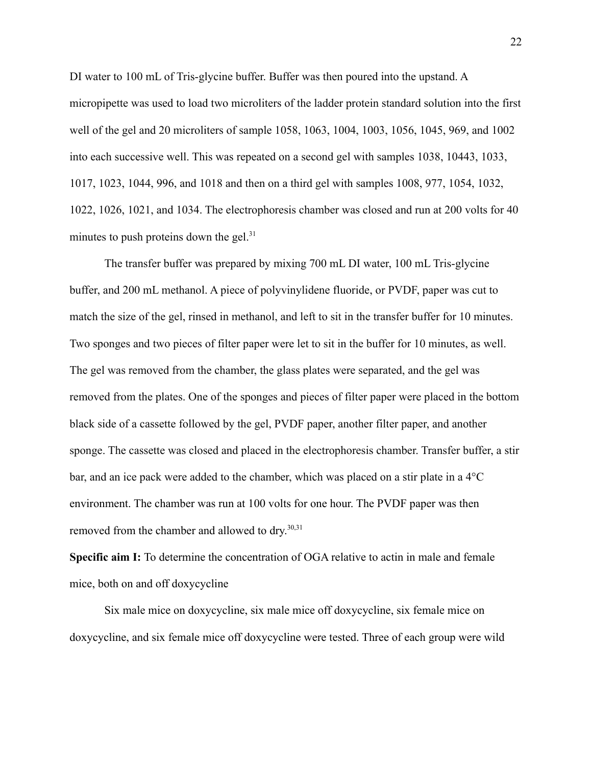DI water to 100 mL of Tris-glycine buffer. Buffer was then poured into the upstand. A micropipette was used to load two microliters of the ladder protein standard solution into the first well of the gel and 20 microliters of sample 1058, 1063, 1004, 1003, 1056, 1045, 969, and 1002 into each successive well. This was repeated on a second gel with samples 1038, 10443, 1033, 1017, 1023, 1044, 996, and 1018 and then on a third gel with samples 1008, 977, 1054, 1032, 1022, 1026, 1021, and 1034. The electrophoresis chamber was closed and run at 200 volts for 40 minutes to push proteins down the gel.[31]

The transfer buffer was prepared by mixing 700 mL DI water, 100 mL Tris-glycine buffer, and 200 mL methanol. A piece of polyvinylidene fluoride, or PVDF, paper was cut to match the size of the gel, rinsed in methanol, and left to sit in the transfer buffer for 10 minutes. Two sponges and two pieces of filter paper were let to sit in the buffer for 10 minutes, as well. The gel was removed from the chamber, the glass plates were separated, and the gel was removed from the plates. One of the sponges and pieces of filter paper were placed in the bottom black side of a cassette followed by the gel, PVDF paper, another filter paper, and another sponge. The cassette was closed and placed in the electrophoresis chamber. Transfer buffer, a stir bar, and an ice pack were added to the chamber, which was placed on a stir plate in a 4°C environment. The chamber was run at 100 volts for one hour. The PVDF paper was then removed from the chamber and allowed to dry.[30,31]

**Specific aim I:** To determine the concentration of OGA relative to actin in male and female mice, both on and off doxycycline

Six male mice on doxycycline, six male mice off doxycycline, six female mice on doxycycline, and six female mice off doxycycline were tested. Three of each group were wild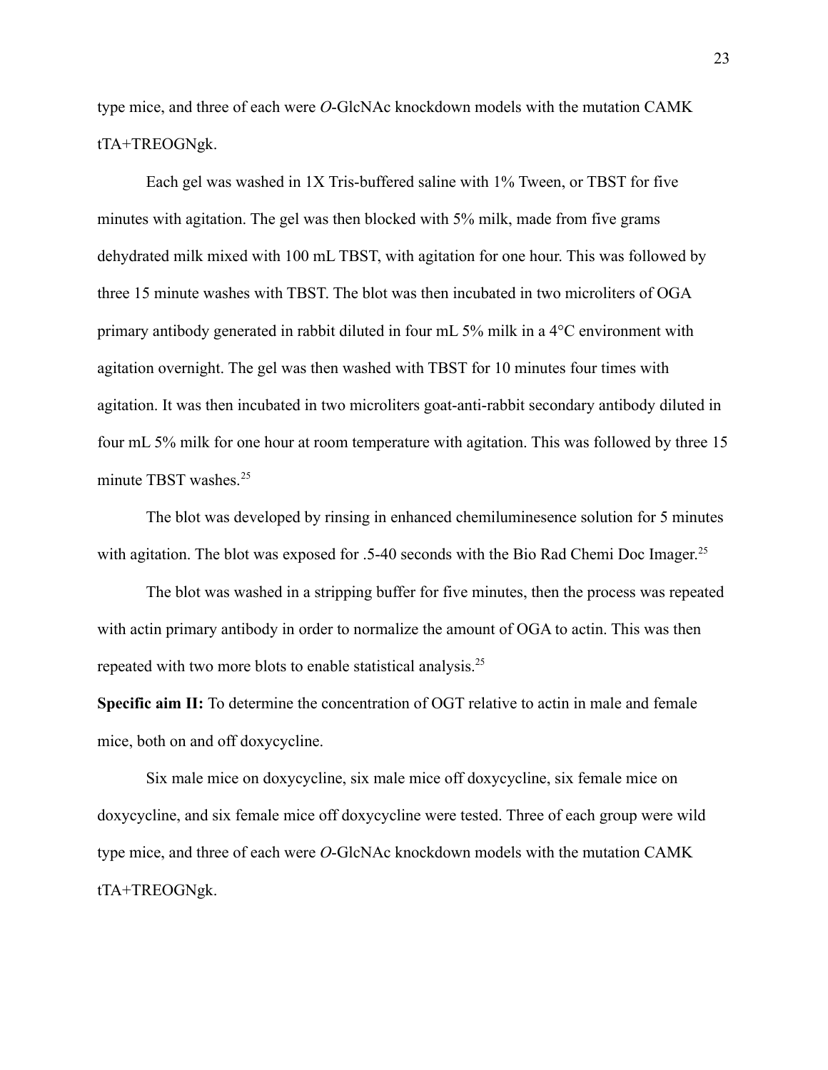type mice, and three of each were *O*-GlcNAc knockdown models with the mutation CAMK tTA+TREOGNgk.

Each gel was washed in 1X Tris-buffered saline with 1% Tween, or TBST for five minutes with agitation. The gel was then blocked with 5% milk, made from five grams dehydrated milk mixed with 100 mL TBST, with agitation for one hour. This was followed by three 15 minute washes with TBST. The blot was then incubated in two microliters of OGA primary antibody generated in rabbit diluted in four mL 5% milk in a 4°C environment with agitation overnight. The gel was then washed with TBST for 10 minutes four times with agitation. It was then incubated in two microliters goat-anti-rabbit secondary antibody diluted in four mL 5% milk for one hour at room temperature with agitation. This was followed by three 15 minute TBST washes.[25]

The blot was developed by rinsing in enhanced chemiluminesence solution for 5 minutes with agitation. The blot was exposed for .5-40 seconds with the Bio Rad Chemi Doc Imager.[25]

The blot was washed in a stripping buffer for five minutes, then the process was repeated with actin primary antibody in order to normalize the amount of OGA to actin. This was then repeated with two more blots to enable statistical analysis.[25]

**Specific aim II:** To determine the concentration of OGT relative to actin in male and female mice, both on and off doxycycline.

Six male mice on doxycycline, six male mice off doxycycline, six female mice on doxycycline, and six female mice off doxycycline were tested. Three of each group were wild type mice, and three of each were *O*-GlcNAc knockdown models with the mutation CAMK tTA+TREOGNgk.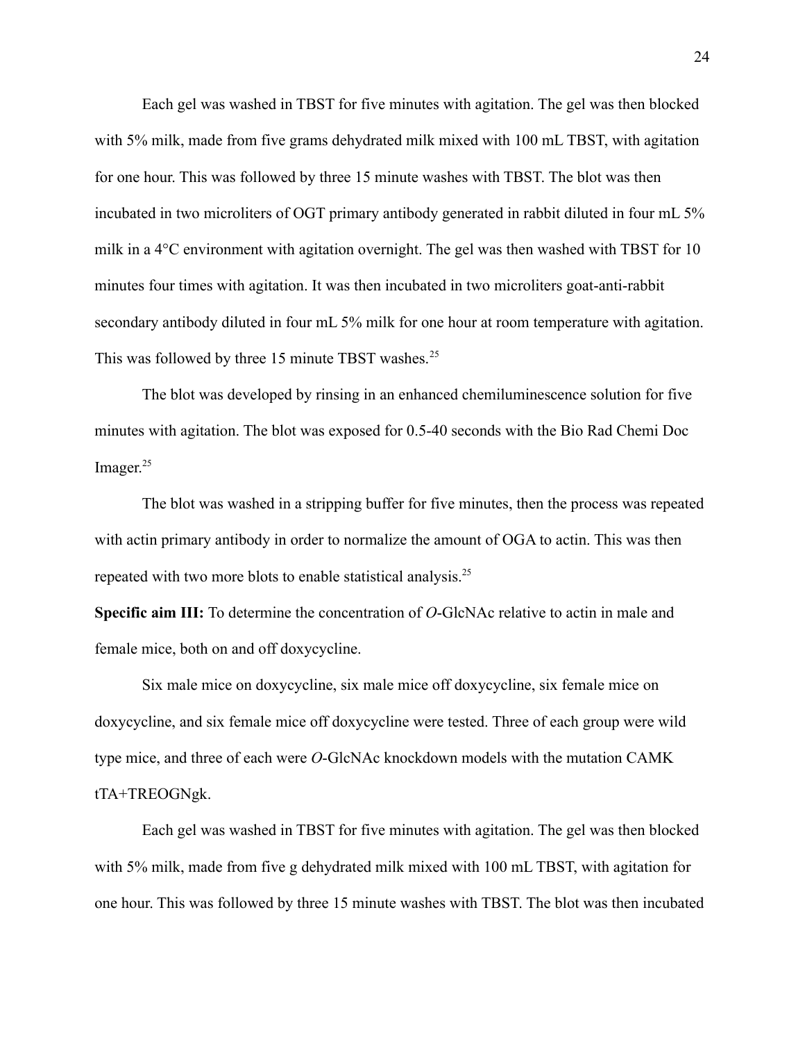Each gel was washed in TBST for five minutes with agitation. The gel was then blocked with 5% milk, made from five grams dehydrated milk mixed with 100 mL TBST, with agitation for one hour. This was followed by three 15 minute washes with TBST. The blot was then incubated in two microliters of OGT primary antibody generated in rabbit diluted in four mL 5% milk in a 4°C environment with agitation overnight. The gel was then washed with TBST for 10 minutes four times with agitation. It was then incubated in two microliters goat-anti-rabbit secondary antibody diluted in four mL 5% milk for one hour at room temperature with agitation. This was followed by three 15 minute TBST washes.[25]

The blot was developed by rinsing in an enhanced chemiluminescence solution for five minutes with agitation. The blot was exposed for 0.5-40 seconds with the Bio Rad Chemi Doc Imager.[25]

The blot was washed in a stripping buffer for five minutes, then the process was repeated with actin primary antibody in order to normalize the amount of OGA to actin. This was then repeated with two more blots to enable statistical analysis.[25]

**Specific aim III:** To determine the concentration of *O*-GlcNAc relative to actin in male and female mice, both on and off doxycycline.

Six male mice on doxycycline, six male mice off doxycycline, six female mice on doxycycline, and six female mice off doxycycline were tested. Three of each group were wild type mice, and three of each were *O*-GlcNAc knockdown models with the mutation CAMK tTA+TREOGNgk.

Each gel was washed in TBST for five minutes with agitation. The gel was then blocked with 5% milk, made from five g dehydrated milk mixed with 100 mL TBST, with agitation for one hour. This was followed by three 15 minute washes with TBST. The blot was then incubated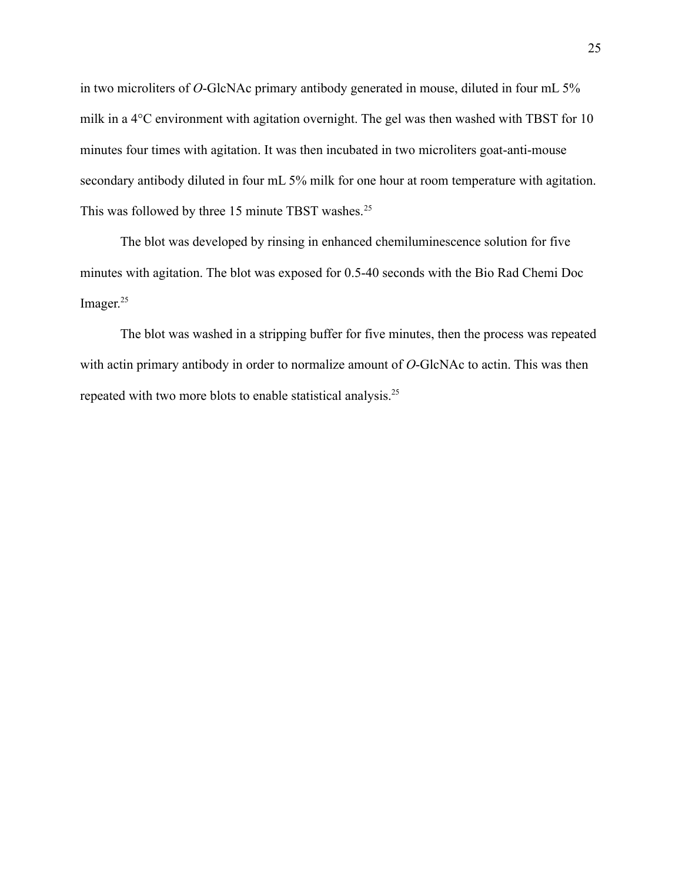in two microliters of *O*-GlcNAc primary antibody generated in mouse, diluted in four mL 5% milk in a 4°C environment with agitation overnight. The gel was then washed with TBST for 10 minutes four times with agitation. It was then incubated in two microliters goat-anti-mouse secondary antibody diluted in four mL 5% milk for one hour at room temperature with agitation. This was followed by three 15 minute TBST washes.[25]

The blot was developed by rinsing in enhanced chemiluminescence solution for five minutes with agitation. The blot was exposed for 0.5-40 seconds with the Bio Rad Chemi Doc Imager.[25]

The blot was washed in a stripping buffer for five minutes, then the process was repeated with actin primary antibody in order to normalize amount of *O*-GlcNAc to actin. This was then repeated with two more blots to enable statistical analysis.[25]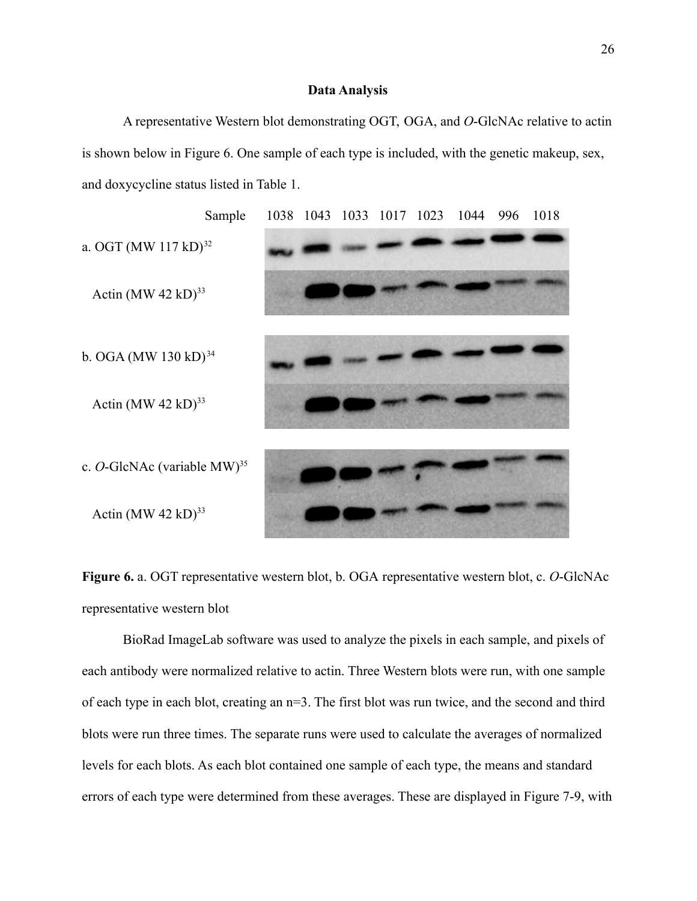**Data Analysis**

A representative Western blot demonstrating OGT, OGA, and *O*-GlcNAc relative to actin is shown below in Figure 6. One sample of each type is included, with the genetic makeup, sex, and doxycycline status listed in Table 1.

Sample 1038 1043 1033 1017 1023 1044 996 1018

a. OGT (MW 117 kD)[32]

Actin (MW 42 kD)[33]

b. OGA (MW 130 kD)[34]

Actin (MW 42 kD)[33]

c. *O*-GlcNAc (variable MW)[35]

Actin (MW 42 kD)[33]

**Figure 6.** a. OGT representative western blot, b. OGA representative western blot, c. *O*-GlcNAc representative western blot

BioRad ImageLab software was used to analyze the pixels in each sample, and pixels of each antibody were normalized relative to actin. Three Western blots were run, with one sample of each type in each blot, creating an n=3. The first blot was run twice, and the second and third blots were run three times. The separate runs were used to calculate the averages of normalized levels for each blots. As each blot contained one sample of each type, the means and standard errors of each type were determined from these averages. These are displayed in Figure 7-9, with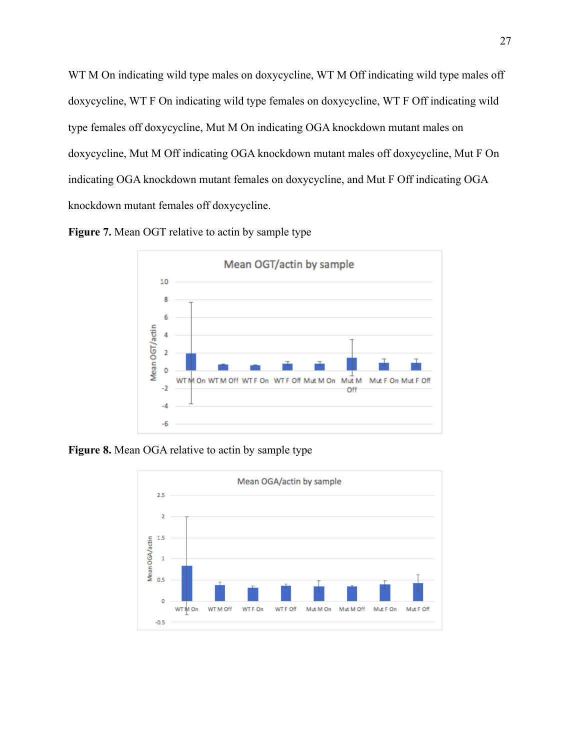WT M On indicating wild type males on doxycycline, WT M Off indicating wild type males off doxycycline, WT F On indicating wild type females on doxycycline, WT F Off indicating wild type females off doxycycline, Mut M On indicating OGA knockdown mutant males on doxycycline, Mut M Off indicating OGA knockdown mutant males off doxycycline, Mut F On indicating OGA knockdown mutant females on doxycycline, and Mut F Off indicating OGA knockdown mutant females off doxycycline.

**Figure 7.** Mean OGT relative to actin by sample type

**Figure 8.** Mean OGA relative to actin by sample type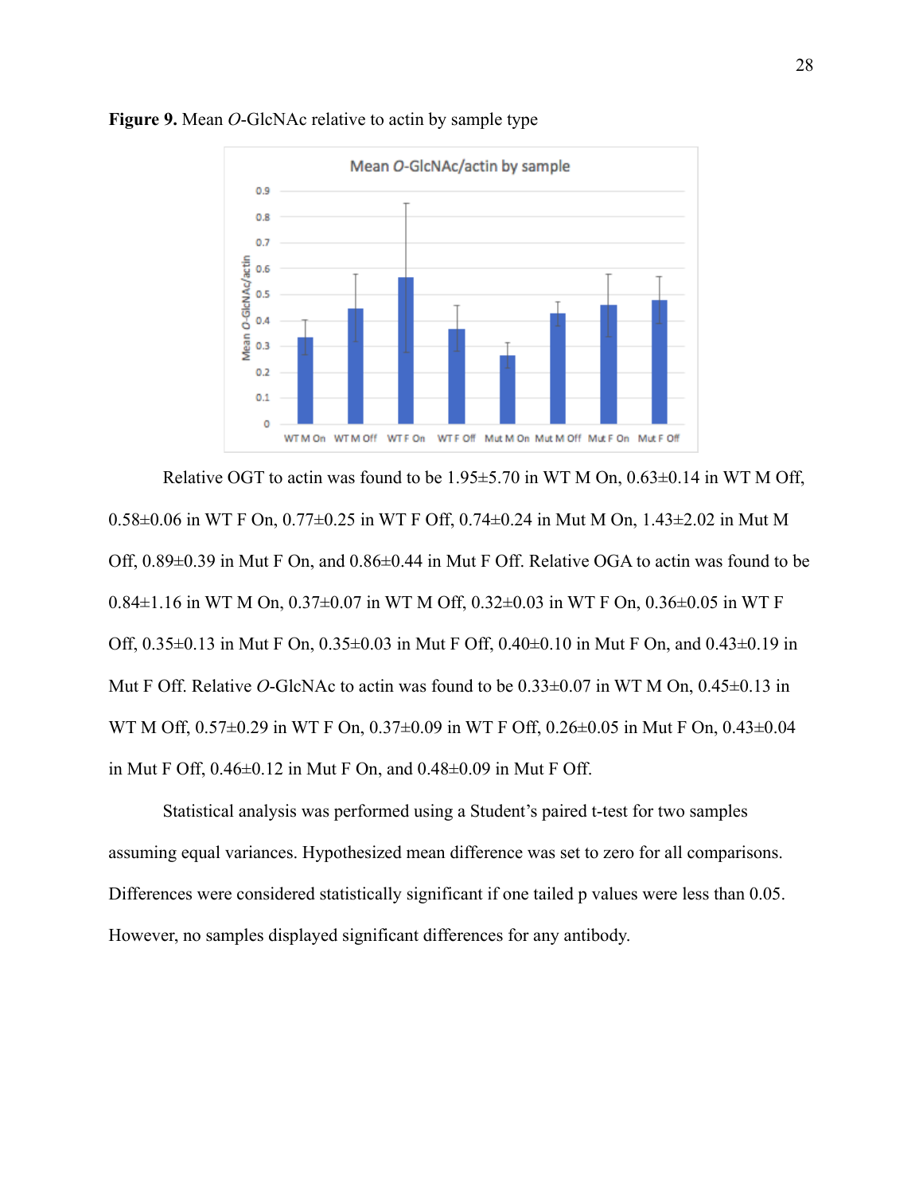**Figure 9.** Mean *O*-GlcNAc relative to actin by sample type

Relative OGT to actin was found to be 1.95±5.70 in WT M On, 0.63±0.14 in WT M Off, 0.58±0.06 in WT F On, 0.77±0.25 in WT F Off, 0.74±0.24 in Mut M On, 1.43±2.02 in Mut M Off, 0.89±0.39 in Mut F On, and 0.86±0.44 in Mut F Off. Relative OGA to actin was found to be 0.84±1.16 in WT M On, 0.37±0.07 in WT M Off, 0.32±0.03 in WT F On, 0.36±0.05 in WT F Off, 0.35±0.13 in Mut F On, 0.35±0.03 in Mut F Off, 0.40±0.10 in Mut F On, and 0.43±0.19 in Mut F Off. Relative *O*-GlcNAc to actin was found to be 0.33±0.07 in WT M On, 0.45±0.13 in WT M Off, 0.57±0.29 in WT F On, 0.37±0.09 in WT F Off, 0.26±0.05 in Mut F On, 0.43±0.04 in Mut F Off, 0.46±0.12 in Mut F On, and 0.48±0.09 in Mut F Off.

Statistical analysis was performed using a Student's paired t-test for two samples assuming equal variances. Hypothesized mean difference was set to zero for all comparisons. Differences were considered statistically significant if one tailed p values were less than 0.05. However, no samples displayed significant differences for any antibody.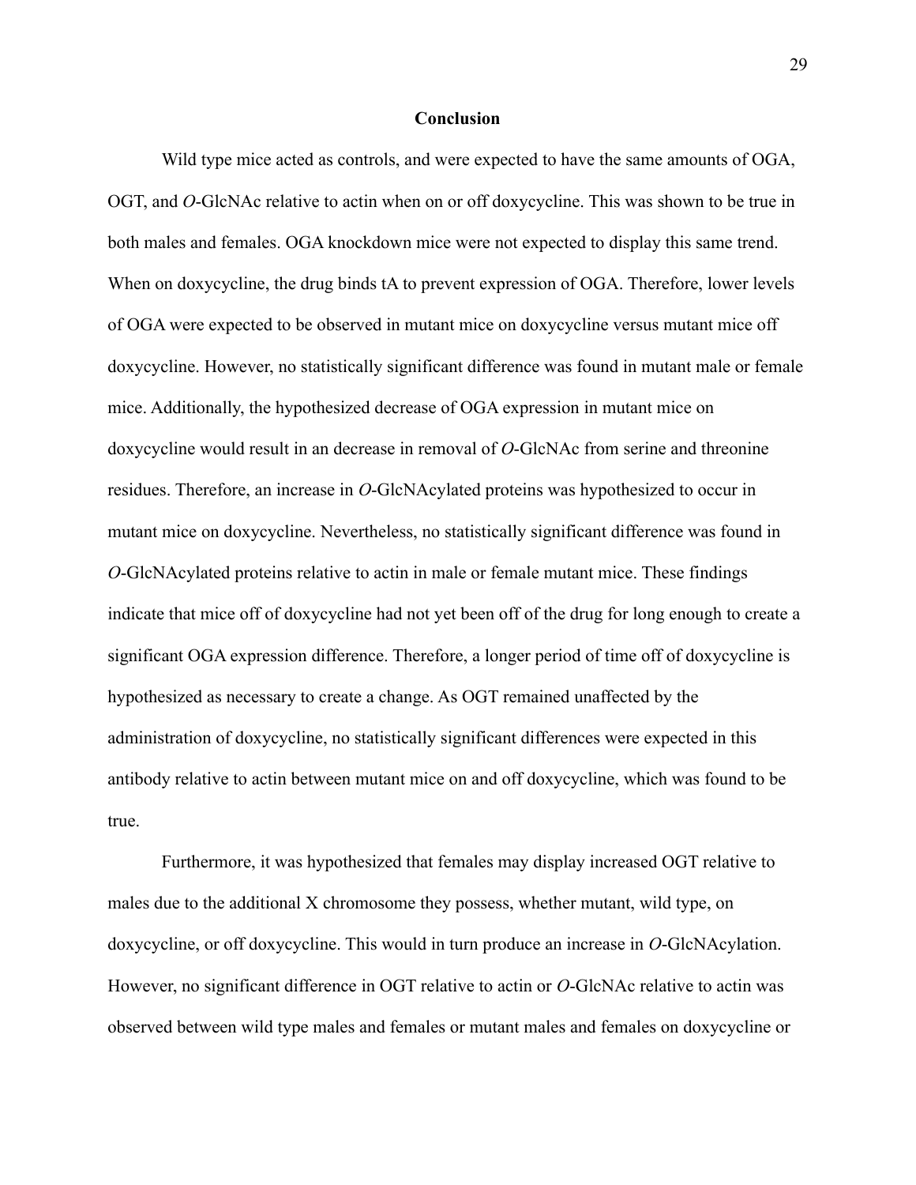## Conclusion

Wild type mice acted as controls, and were expected to have the same amounts of OGA, OGT, and *O*-GlcNAc relative to actin when on or off doxycycline. This was shown to be true in both males and females. OGA knockdown mice were not expected to display this same trend. When on doxycycline, the drug binds tA to prevent expression of OGA. Therefore, lower levels of OGA were expected to be observed in mutant mice on doxycycline versus mutant mice off doxycycline. However, no statistically significant difference was found in mutant male or female mice. Additionally, the hypothesized decrease of OGA expression in mutant mice on doxycycline would result in an decrease in removal of *O*-GlcNAc from serine and threonine residues. Therefore, an increase in *O*-GlcNAcylated proteins was hypothesized to occur in mutant mice on doxycycline. Nevertheless, no statistically significant difference was found in *O*-GlcNAcylated proteins relative to actin in male or female mutant mice. These findings indicate that mice off of doxycycline had not yet been off of the drug for long enough to create a significant OGA expression difference. Therefore, a longer period of time off of doxycycline is hypothesized as necessary to create a change. As OGT remained unaffected by the administration of doxycycline, no statistically significant differences were expected in this antibody relative to actin between mutant mice on and off doxycycline, which was found to be true.

Furthermore, it was hypothesized that females may display increased OGT relative to males due to the additional X chromosome they possess, whether mutant, wild type, on doxycycline, or off doxycycline. This would in turn produce an increase in *O*-GlcNAcylation. However, no significant difference in OGT relative to actin or *O*-GlcNAc relative to actin was observed between wild type males and females or mutant males and females on doxycycline or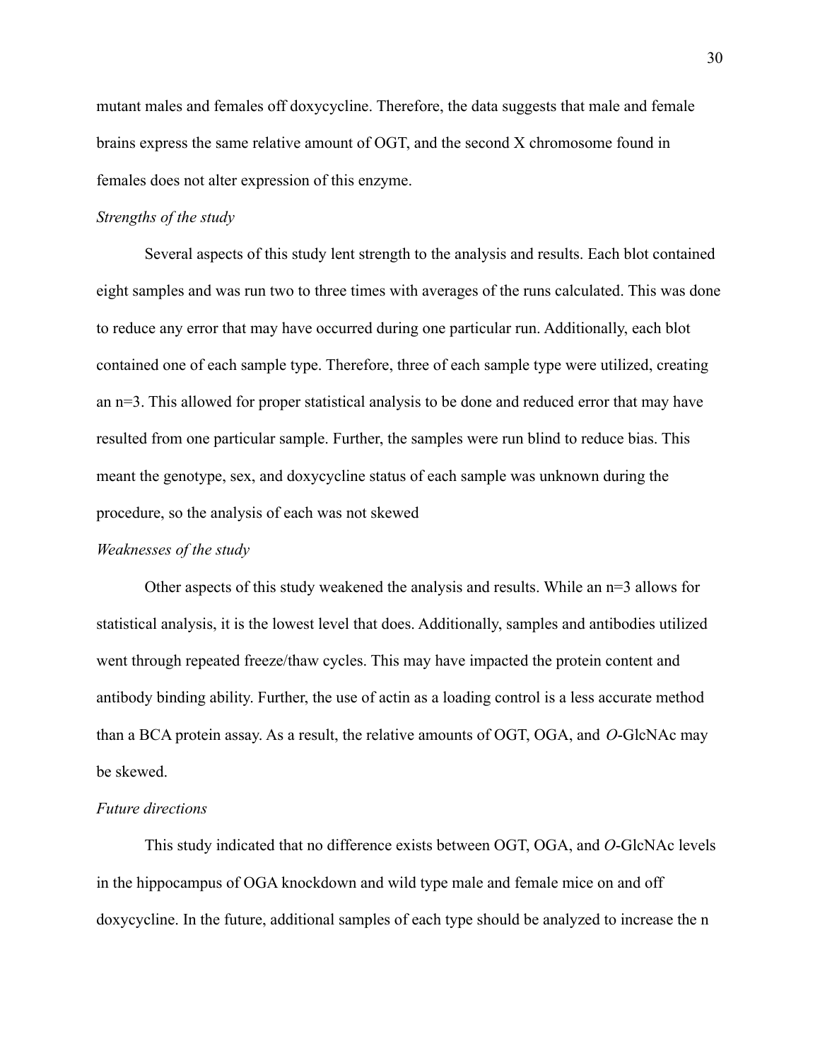mutant males and females off doxycycline. Therefore, the data suggests that male and female brains express the same relative amount of OGT, and the second X chromosome found in females does not alter expression of this enzyme.

*Strengths of the study*

Several aspects of this study lent strength to the analysis and results. Each blot contained eight samples and was run two to three times with averages of the runs calculated. This was done to reduce any error that may have occurred during one particular run. Additionally, each blot contained one of each sample type. Therefore, three of each sample type were utilized, creating an n=3. This allowed for proper statistical analysis to be done and reduced error that may have resulted from one particular sample. Further, the samples were run blind to reduce bias. This meant the genotype, sex, and doxycycline status of each sample was unknown during the procedure, so the analysis of each was not skewed

*Weaknesses of the study*

Other aspects of this study weakened the analysis and results. While an n=3 allows for statistical analysis, it is the lowest level that does. Additionally, samples and antibodies utilized went through repeated freeze/thaw cycles. This may have impacted the protein content and antibody binding ability. Further, the use of actin as a loading control is a less accurate method than a BCA protein assay. As a result, the relative amounts of OGT, OGA, and *O*-GlcNAc may be skewed.

*Future directions*

This study indicated that no difference exists between OGT, OGA, and *O*-GlcNAc levels in the hippocampus of OGA knockdown and wild type male and female mice on and off doxycycline. In the future, additional samples of each type should be analyzed to increase the n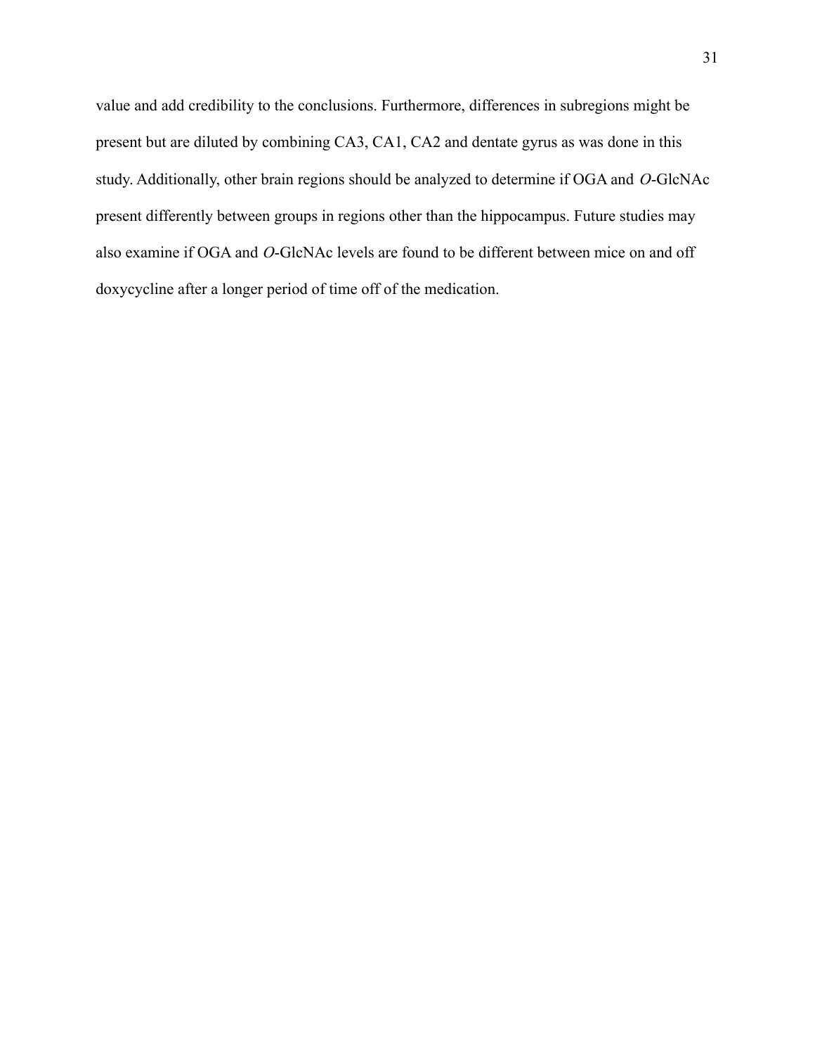value and add credibility to the conclusions. Furthermore, differences in subregions might be present but are diluted by combining CA3, CA1, CA2 and dentate gyrus as was done in this study. Additionally, other brain regions should be analyzed to determine if OGA and *O*-GlcNAc present differently between groups in regions other than the hippocampus. Future studies may also examine if OGA and *O*-GlcNAc levels are found to be different between mice on and off doxycycline after a longer period of time off of the medication.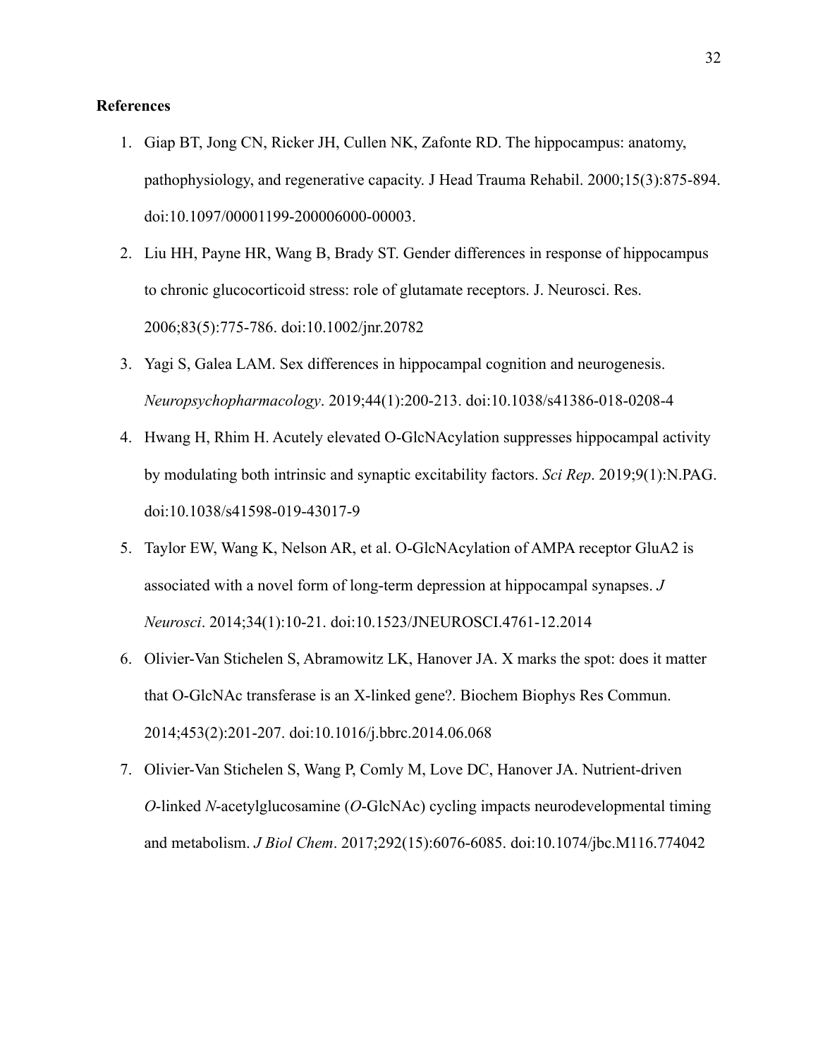**References**

1. Giap BT, Jong CN, Ricker JH, Cullen NK, Zafonte RD. The hippocampus: anatomy, pathophysiology, and regenerative capacity. J Head Trauma Rehabil. 2000;15(3):875-894. doi:10.1097/00001199-200006000-00003.
2. Liu HH, Payne HR, Wang B, Brady ST. Gender differences in response of hippocampus to chronic glucocorticoid stress: role of glutamate receptors. J. Neurosci. Res. 2006;83(5):775-786. doi:10.1002/jnr.20782
3. Yagi S, Galea LAM. Sex differences in hippocampal cognition and neurogenesis. *Neuropsychopharmacology*. 2019;44(1):200-213. doi:10.1038/s41386-018-0208-4
4. Hwang H, Rhim H. Acutely elevated O-GlcNAcylation suppresses hippocampal activity by modulating both intrinsic and synaptic excitability factors. *Sci Rep*. 2019;9(1):N.PAG. doi:10.1038/s41598-019-43017-9
5. Taylor EW, Wang K, Nelson AR, et al. O-GlcNAcylation of AMPA receptor GluA2 is associated with a novel form of long-term depression at hippocampal synapses. *J Neurosci*. 2014;34(1):10-21. doi:10.1523/JNEUROSCI.4761-12.2014
6. Olivier-Van Stichelen S, Abramowitz LK, Hanover JA. X marks the spot: does it matter that O-GlcNAc transferase is an X-linked gene?. Biochem Biophys Res Commun. 2014;453(2):201-207. doi:10.1016/j.bbrc.2014.06.068
7. Olivier-Van Stichelen S, Wang P, Comly M, Love DC, Hanover JA. Nutrient-driven *O*-linked *N*-acetylglucosamine (*O*-GlcNAc) cycling impacts neurodevelopmental timing and metabolism. *J Biol Chem*. 2017;292(15):6076-6085. doi:10.1074/jbc.M116.774042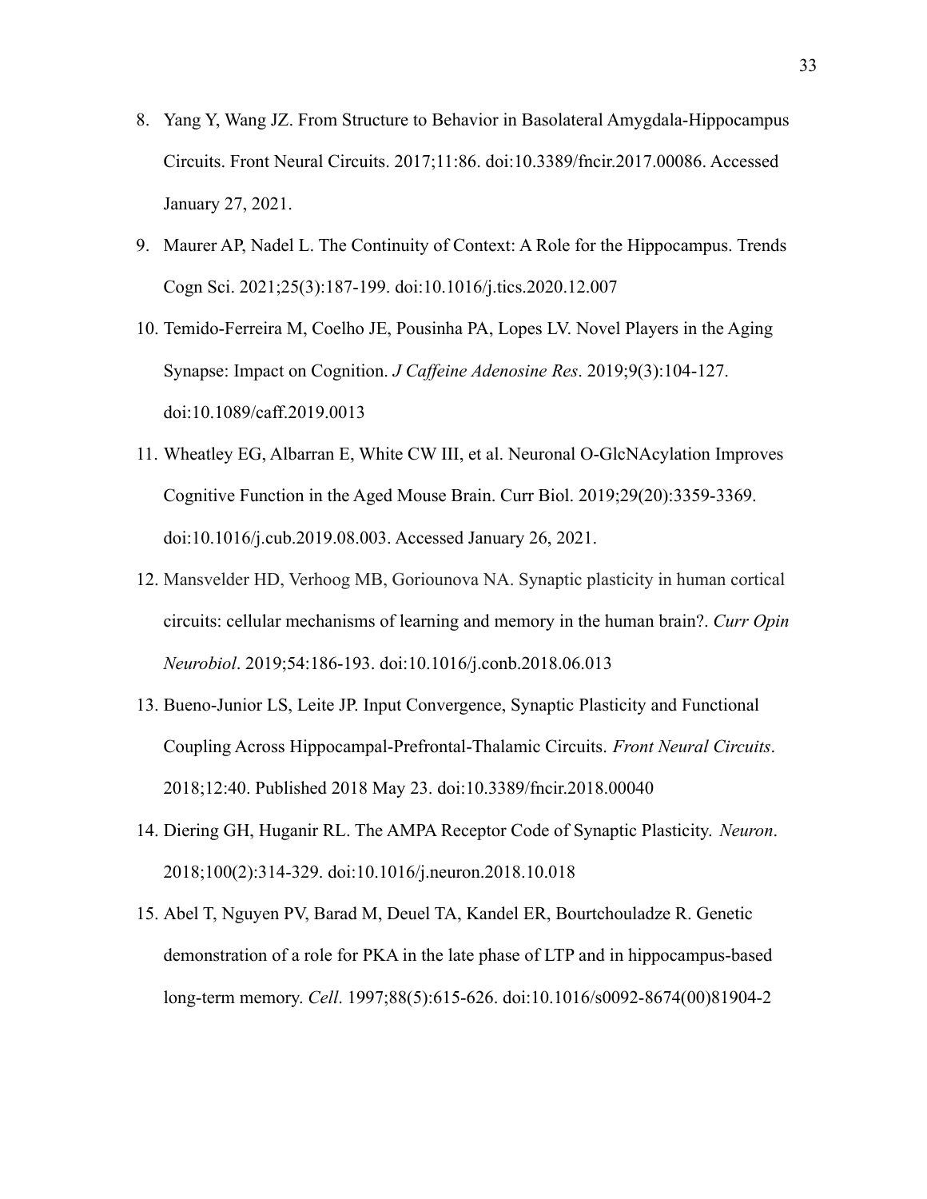8. Yang Y, Wang JZ. From Structure to Behavior in Basolateral Amygdala-Hippocampus Circuits. Front Neural Circuits. 2017;11:86. doi:10.3389/fncir.2017.00086. Accessed January 27, 2021.
9. Maurer AP, Nadel L. The Continuity of Context: A Role for the Hippocampus. Trends Cogn Sci. 2021;25(3):187-199. doi:10.1016/j.tics.2020.12.007
10. Temido-Ferreira M, Coelho JE, Pousinha PA, Lopes LV. Novel Players in the Aging Synapse: Impact on Cognition. *J Caffeine Adenosine Res*. 2019;9(3):104-127. doi:10.1089/caff.2019.0013
11. Wheatley EG, Albarran E, White CW III, et al. Neuronal O-GlcNAcylation Improves Cognitive Function in the Aged Mouse Brain. Curr Biol. 2019;29(20):3359-3369. doi:10.1016/j.cub.2019.08.003. Accessed January 26, 2021.
12. Mansvelder HD, Verhoog MB, Goriounova NA. Synaptic plasticity in human cortical circuits: cellular mechanisms of learning and memory in the human brain?. *Curr Opin Neurobiol*. 2019;54:186-193. doi:10.1016/j.conb.2018.06.013
13. Bueno-Junior LS, Leite JP. Input Convergence, Synaptic Plasticity and Functional Coupling Across Hippocampal-Prefrontal-Thalamic Circuits. *Front Neural Circuits*. 2018;12:40. Published 2018 May 23. doi:10.3389/fncir.2018.00040
14. Diering GH, Huganir RL. The AMPA Receptor Code of Synaptic Plasticity. *Neuron*. 2018;100(2):314-329. doi:10.1016/j.neuron.2018.10.018
15. Abel T, Nguyen PV, Barad M, Deuel TA, Kandel ER, Bourtchouladze R. Genetic demonstration of a role for PKA in the late phase of LTP and in hippocampus-based long-term memory. *Cell*. 1997;88(5):615-626. doi:10.1016/s0092-8674(00)81904-2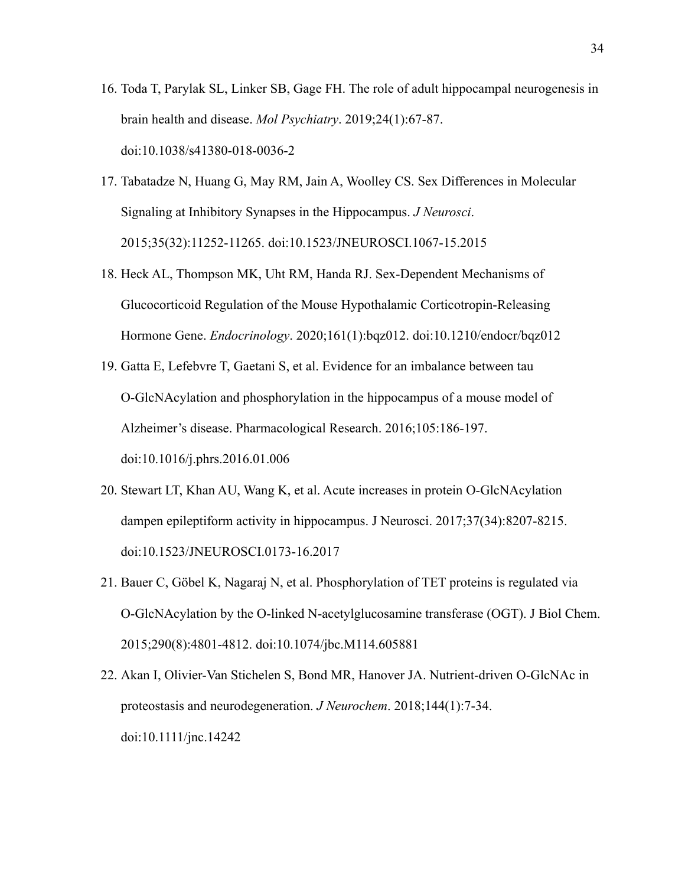16. Toda T, Parylak SL, Linker SB, Gage FH. The role of adult hippocampal neurogenesis in brain health and disease. *Mol Psychiatry*. 2019;24(1):67-87. doi:10.1038/s41380-018-0036-2
17. Tabatadze N, Huang G, May RM, Jain A, Woolley CS. Sex Differences in Molecular Signaling at Inhibitory Synapses in the Hippocampus. *J Neurosci*. 2015;35(32):11252-11265. doi:10.1523/JNEUROSCI.1067-15.2015
18. Heck AL, Thompson MK, Uht RM, Handa RJ. Sex-Dependent Mechanisms of Glucocorticoid Regulation of the Mouse Hypothalamic Corticotropin-Releasing Hormone Gene. *Endocrinology*. 2020;161(1):bqz012. doi:10.1210/endocr/bqz012
19. Gatta E, Lefebvre T, Gaetani S, et al. Evidence for an imbalance between tau O-GlcNAcylation and phosphorylation in the hippocampus of a mouse model of Alzheimer's disease. Pharmacological Research. 2016;105:186-197. doi:10.1016/j.phrs.2016.01.006
20. Stewart LT, Khan AU, Wang K, et al. Acute increases in protein O-GlcNAcylation dampen epileptiform activity in hippocampus. J Neurosci. 2017;37(34):8207-8215. doi:10.1523/JNEUROSCI.0173-16.2017
21. Bauer C, Göbel K, Nagaraj N, et al. Phosphorylation of TET proteins is regulated via O-GlcNAcylation by the O-linked N-acetylglucosamine transferase (OGT). J Biol Chem. 2015;290(8):4801-4812. doi:10.1074/jbc.M114.605881
22. Akan I, Olivier-Van Stichelen S, Bond MR, Hanover JA. Nutrient-driven O-GlcNAc in proteostasis and neurodegeneration. *J Neurochem*. 2018;144(1):7-34. doi:10.1111/jnc.14242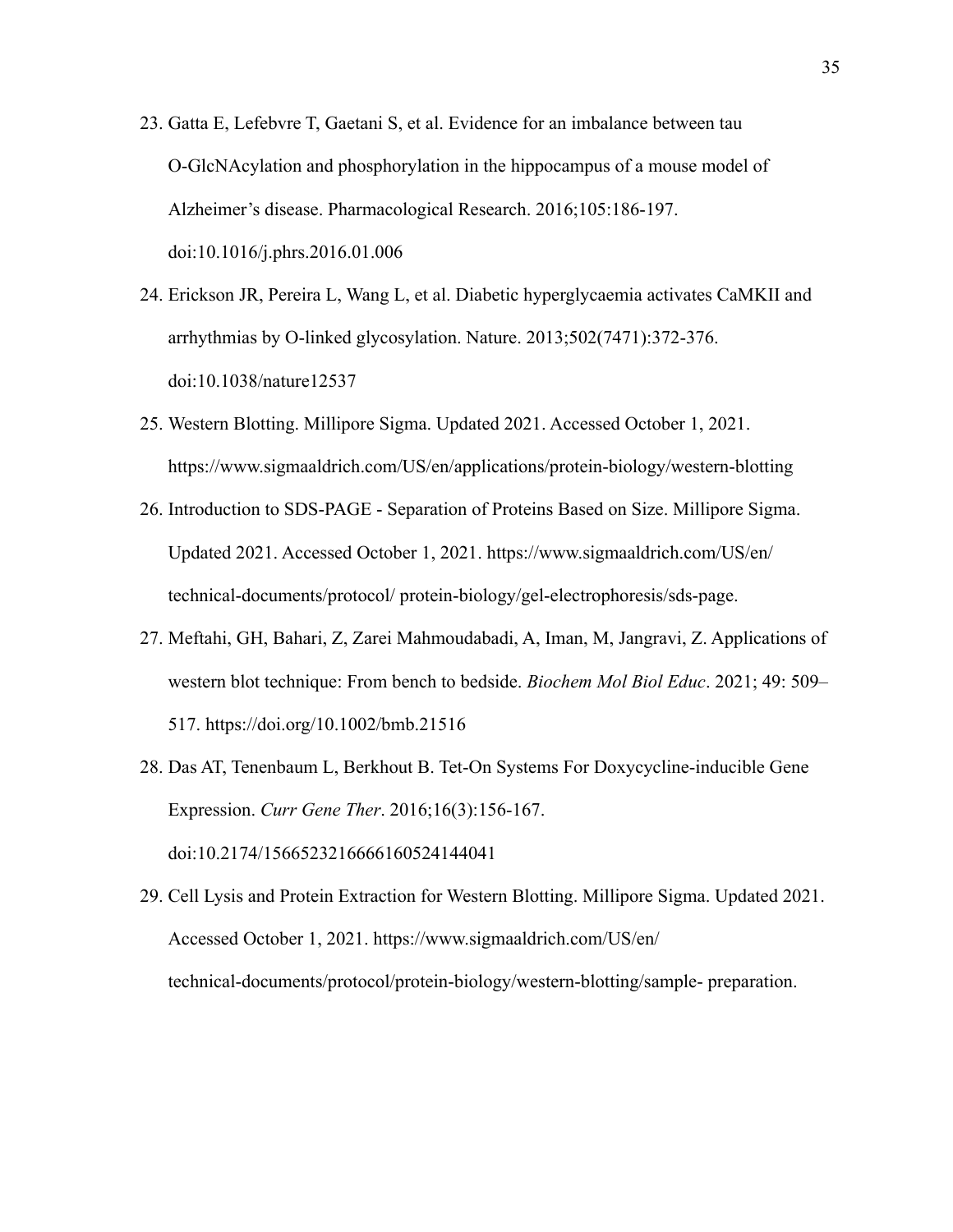23. Gatta E, Lefebvre T, Gaetani S, et al. Evidence for an imbalance between tau O-GlcNAcylation and phosphorylation in the hippocampus of a mouse model of Alzheimer's disease. Pharmacological Research. 2016;105:186-197. doi:10.1016/j.phrs.2016.01.006

24. Erickson JR, Pereira L, Wang L, et al. Diabetic hyperglycaemia activates CaMKII and arrhythmias by O-linked glycosylation. Nature. 2013;502(7471):372-376. doi:10.1038/nature12537

25. Western Blotting. Millipore Sigma. Updated 2021. Accessed October 1, 2021. https://www.sigmaaldrich.com/US/en/applications/protein-biology/western-blotting

26. Introduction to SDS-PAGE - Separation of Proteins Based on Size. Millipore Sigma. Updated 2021. Accessed October 1, 2021. https://www.sigmaaldrich.com/US/en/ technical-documents/protocol/ protein-biology/gel-electrophoresis/sds-page.

27. Meftahi, GH, Bahari, Z, Zarei Mahmoudabadi, A, Iman, M, Jangravi, Z. Applications of western blot technique: From bench to bedside. *Biochem Mol Biol Educ*. 2021; 49: 509–517. https://doi.org/10.1002/bmb.21516

28. Das AT, Tenenbaum L, Berkhout B. Tet-On Systems For Doxycycline-inducible Gene Expression. *Curr Gene Ther*. 2016;16(3):156-167. doi:10.2174/1566523216666160524144041

29. Cell Lysis and Protein Extraction for Western Blotting. Millipore Sigma. Updated 2021. Accessed October 1, 2021. https://www.sigmaaldrich.com/US/en/ technical-documents/protocol/protein-biology/western-blotting/sample- preparation.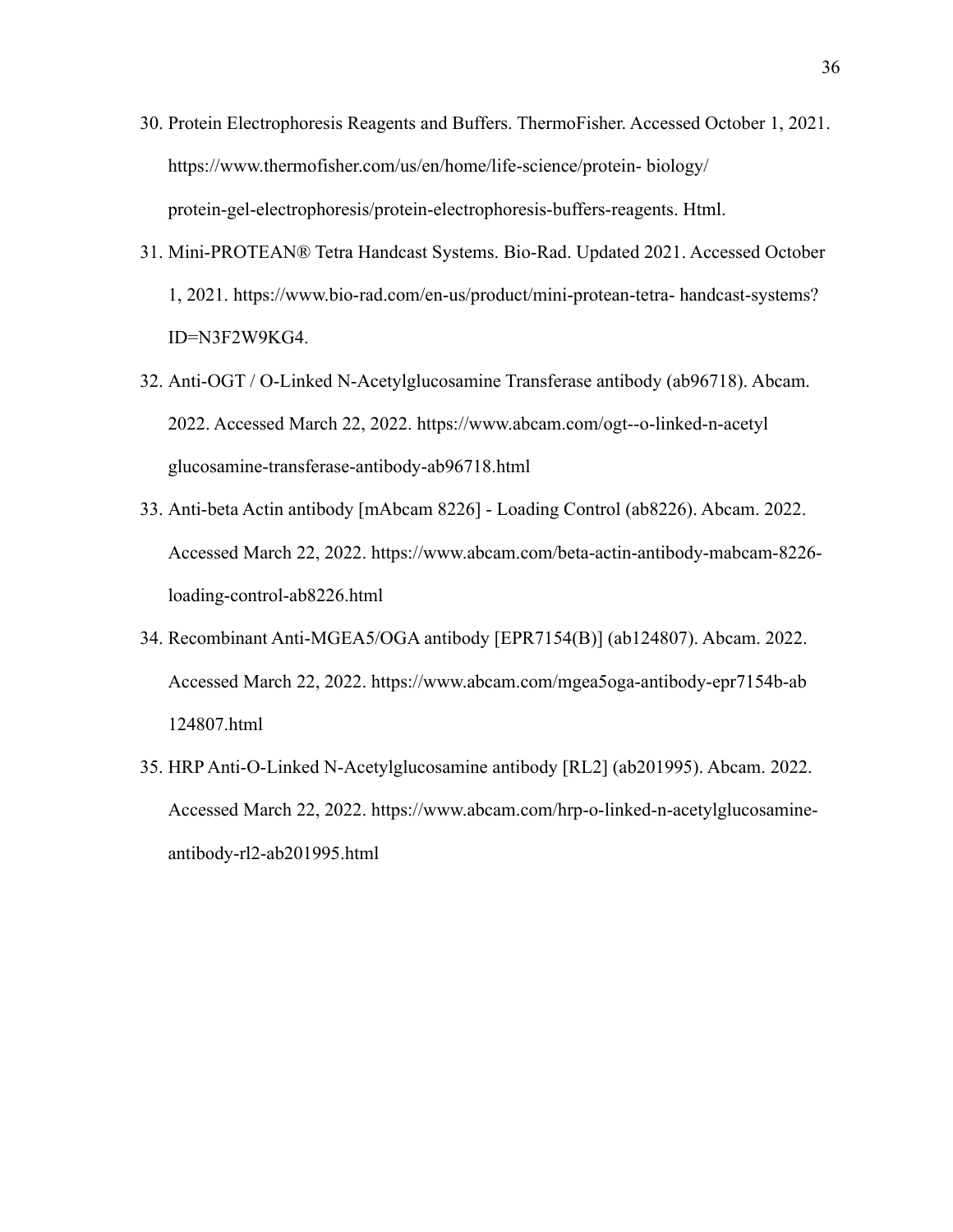30. Protein Electrophoresis Reagents and Buffers. ThermoFisher. Accessed October 1, 2021. https://www.thermofisher.com/us/en/home/life-science/protein- biology/ protein-gel-electrophoresis/protein-electrophoresis-buffers-reagents. Html.
31. Mini-PROTEAN® Tetra Handcast Systems. Bio-Rad. Updated 2021. Accessed October 1, 2021. https://www.bio-rad.com/en-us/product/mini-protean-tetra- handcast-systems? ID=N3F2W9KG4.
32. Anti-OGT / O-Linked N-Acetylglucosamine Transferase antibody (ab96718). Abcam. 2022. Accessed March 22, 2022. https://www.abcam.com/ogt--o-linked-n-acetyl glucosamine-transferase-antibody-ab96718.html
33. Anti-beta Actin antibody [mAbcam 8226] - Loading Control (ab8226). Abcam. 2022. Accessed March 22, 2022. https://www.abcam.com/beta-actin-antibody-mabcam-8226-loading-control-ab8226.html
34. Recombinant Anti-MGEA5/OGA antibody [EPR7154(B)] (ab124807). Abcam. 2022. Accessed March 22, 2022. https://www.abcam.com/mgea5oga-antibody-epr7154b-ab 124807.html
35. HRP Anti-O-Linked N-Acetylglucosamine antibody [RL2] (ab201995). Abcam. 2022. Accessed March 22, 2022. https://www.abcam.com/hrp-o-linked-n-acetylglucosamine-antibody-rl2-ab201995.html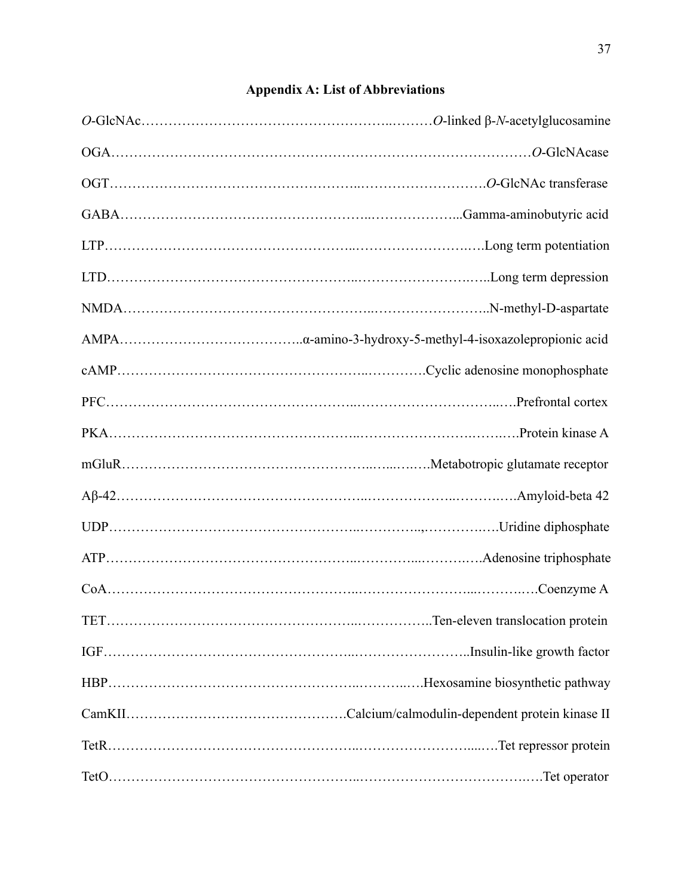## Appendix A: List of Abbreviations

*O*-GlcNAc……………………………………………..………*O*-linked β-*N*-acetylglucosamine

OGA…………………………………………………………………………………*O*-GlcNAcase

OGT……………………………………………..……………………….*O*-GlcNAc transferase

GABA……………………………………………..………………...Gamma-aminobutyric acid

LTP……………………………………………..……………………….….Long term potentiation

LTD……………………………………………..…………………….…..Long term depression

NMDA……………………………………………..……………………..N-methyl-D-aspartate

AMPA…………………………………..α-amino-3-hydroxy-5-methyl-4-isoxazolepropionic acid

cAMP……………………………………………..………….Cyclic adenosine monophosphate

PFC……………………………………………..…………………………...….Prefrontal cortex

PKA……………………………………………..…………………….……..….Protein kinase A

mGluR……………………………………………..…...….….Metabotropic glutamate receptor

Aβ-42……………………………………………..………………..……….….Amyloid-beta 42

UDP……………………………………………..…………..,…………….….Uridine diphosphate

ATP……………………………………………..…………...……….….Adenosine triphosphate

CoA……………………………………………..……………………...……….….Coenzyme A

TET……………………………………………..……………..Ten-eleven translocation protein

IGF……………………………………………..……………………..Insulin-like growth factor

HBP……………………………………………..………..….Hexosamine biosynthetic pathway

CamKII………………………………………….Calcium/calmodulin-dependent protein kinase II

TetR……………………………………………..……………………....….Tet repressor protein

TetO……………………………………………..………………………………….….Tet operator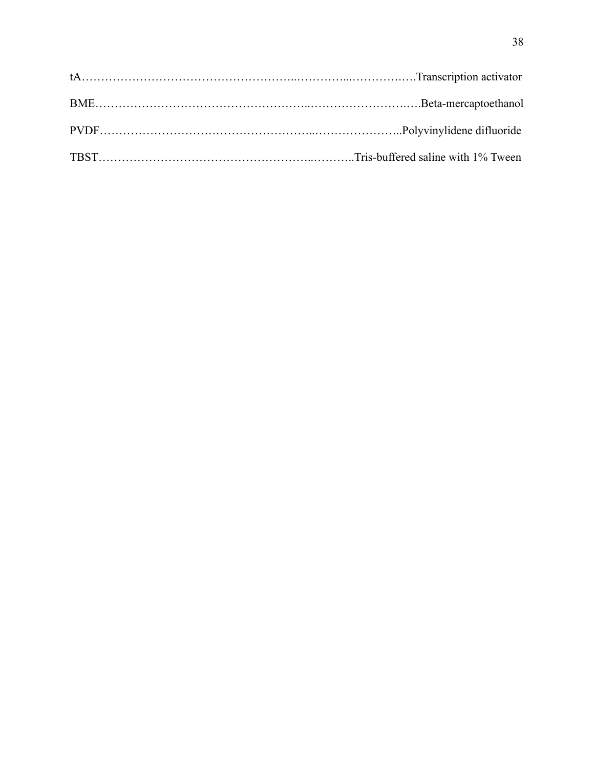tA…………………………………………………..…………...…………..….Transcription activator

BME……………………………………………..……………………..….Beta-mercaptoethanol

PVDF……………………………………………..…………………..Polyvinylidene difluoride

TBST………………………………………………...………..Tris-buffered saline with 1% Tween